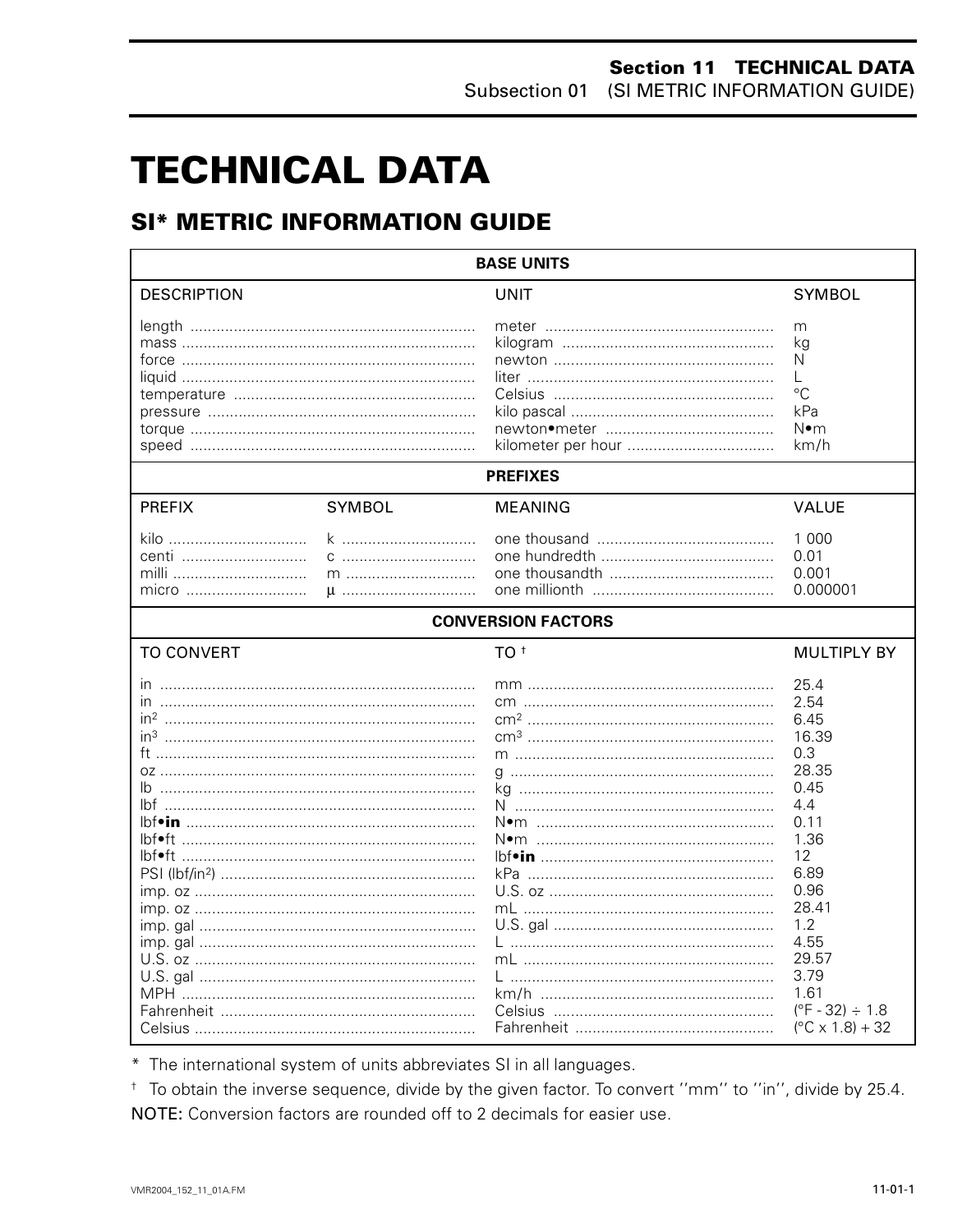# TECHNICAL DATA

## SI* METRIC INFORMATION GUIDE

| BASE UNITS | | |
|---|---|---|
| DESCRIPTION | UNIT | SYMBOL |
| length | meter | m |
| mass | kilogram | kg |
| force | newton | N |
| liquid | liter | L |
| temperature | Celsius | °C |
| pressure | kilo pascal | kPa |
| torque | newton•meter | N•m |
| speed | kilometer per hour | km/h |

| PREFIXES | | | |
|---|---|---|---|
| PREFIX | SYMBOL | MEANING | VALUE |
| kilo | k | one thousand | 1 000 |
| centi | c | one hundredth | 0.01 |
| milli | m | one thousandth | 0.001 |
| micro | µ | one millionth | 0.000001 |

| CONVERSION FACTORS | | |
|---|---|---|
| TO CONVERT | TO † | MULTIPLY BY |
| in | mm | 25.4 |
| in | cm | 2.54 |
| $in^2$ | $cm^2$ | 6.45 |
| $in^3$ | $cm^3$ | 16.39 |
| ft | m | 0.3 |
| oz | g | 28.35 |
| lb | kg | 0.45 |
| lbf | N | 4.4 |
| lbf•**in** | N•m | 0.11 |
| lbf•ft | N•m | 1.36 |
| lbf•ft | lbf•**in** | 12 |
| PSI ($lbf/in^2$) | kPa | 6.89 |
| imp. oz | U.S. oz | 0.96 |
| imp. oz | mL | 28.41 |
| imp. gal | U.S. gal | 1.2 |
| imp. gal | L | 4.55 |
| U.S. oz | mL | 29.57 |
| U.S. gal | L | 3.79 |
| MPH | km/h | 1.61 |
| Fahrenheit | Celsius | (°F - 32) ÷ 1.8 |
| Celsius | Fahrenheit | (°C x 1.8) + 32 |

* The international system of units abbreviates SI in all languages.

† To obtain the inverse sequence, divide by the given factor. To convert ''mm'' to ''in'', divide by 25.4.

NOTE: Conversion factors are rounded off to 2 decimals for easier use.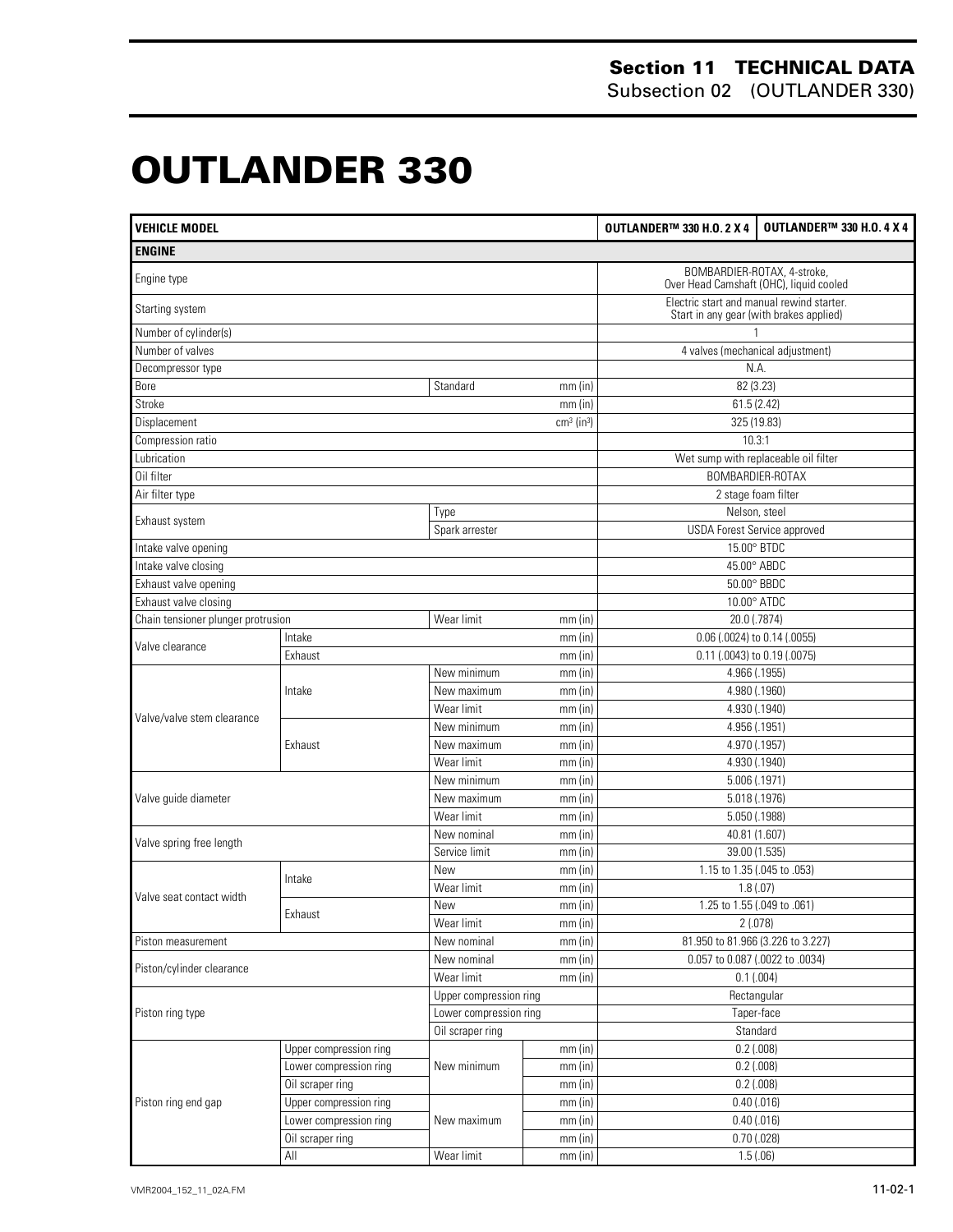# OUTLANDER 330

| VEHICLE MODEL | | | | OUTLANDER™ 330 H.O. 2 X 4 | OUTLANDER™ 330 H.O. 4 X 4 |
|---|---|---|---|---|---|
| **ENGINE** | | | | | |
| Engine type | | | | BOMBARDIER-ROTAX, 4-stroke, Over Head Camshaft (OHC), liquid cooled | |
| Starting system | | | | Electric start and manual rewind starter. Start in any gear (with brakes applied) | |
| Number of cylinder(s) | | | | 1 | |
| Number of valves | | | | 4 valves (mechanical adjustment) | |
| Decompressor type | | | | N.A. | |
| Bore | | Standard | mm (in) | 82 (3.23) | |
| Stroke | | | mm (in) | 61.5 (2.42) | |
| Displacement | | | $cm^3$ ($in^3$) | 325 (19.83) | |
| Compression ratio | | | | 10.3:1 | |
| Lubrication | | | | Wet sump with replaceable oil filter | |
| Oil filter | | | | BOMBARDIER-ROTAX | |
| Air filter type | | | | 2 stage foam filter | |
| Exhaust system | | Type | | Nelson, steel | |
| | | Spark arrester | | USDA Forest Service approved | |
| Intake valve opening | | | | 15.00° BTDC | |
| Intake valve closing | | | | 45.00° ABDC | |
| Exhaust valve opening | | | | 50.00° BBDC | |
| Exhaust valve closing | | | | 10.00° ATDC | |
| Chain tensioner plunger protrusion | | Wear limit | mm (in) | 20.0 (.7874) | |
| Valve clearance | Intake | | mm (in) | 0.06 (.0024) to 0.14 (.0055) | |
| | Exhaust | | mm (in) | 0.11 (.0043) to 0.19 (.0075) | |
| Valve/valve stem clearance | Intake | New minimum | mm (in) | 4.966 (.1955) | |
| | | New maximum | mm (in) | 4.980 (.1960) | |
| | | Wear limit | mm (in) | 4.930 (.1940) | |
| | Exhaust | New minimum | mm (in) | 4.956 (.1951) | |
| | | New maximum | mm (in) | 4.970 (.1957) | |
| | | Wear limit | mm (in) | 4.930 (.1940) | |
| Valve guide diameter | | New minimum | mm (in) | 5.006 (.1971) | |
| | | New maximum | mm (in) | 5.018 (.1976) | |
| | | Wear limit | mm (in) | 5.050 (.1988) | |
| Valve spring free length | | New nominal | mm (in) | 40.81 (1.607) | |
| | | Service limit | mm (in) | 39.00 (1.535) | |
| Valve seat contact width | Intake | New | mm (in) | 1.15 to 1.35 (.045 to .053) | |
| | | Wear limit | mm (in) | 1.8 (.07) | |
| | Exhaust | New | mm (in) | 1.25 to 1.55 (.049 to .061) | |
| | | Wear limit | mm (in) | 2 (.078) | |
| Piston measurement | | New nominal | mm (in) | 81.950 to 81.966 (3.226 to 3.227) | |
| Piston/cylinder clearance | | New nominal | mm (in) | 0.057 to 0.087 (.0022 to .0034) | |
| | | Wear limit | mm (in) | 0.1 (.004) | |
| Piston ring type | | Upper compression ring | | Rectangular | |
| | | Lower compression ring | | Taper-face | |
| | | Oil scraper ring | | Standard | |
| Piston ring end gap | Upper compression ring | New minimum | mm (in) | 0.2 (.008) | |
| | Lower compression ring | | mm (in) | 0.2 (.008) | |
| | Oil scraper ring | | mm (in) | 0.2 (.008) | |
| | Upper compression ring | New maximum | mm (in) | 0.40 (.016) | |
| | Lower compression ring | | mm (in) | 0.40 (.016) | |
| | Oil scraper ring | | mm (in) | 0.70 (.028) | |
| | All | Wear limit | mm (in) | 1.5 (.06) | |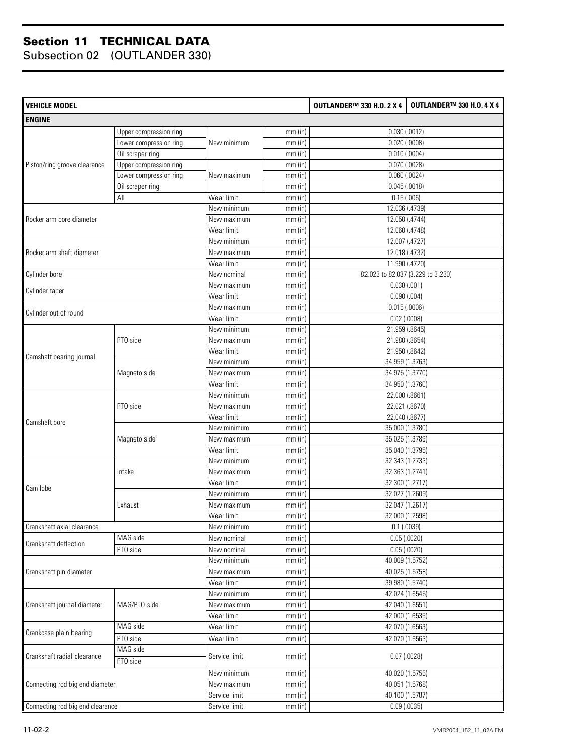# Section 11 TECHNICAL DATA
## Subsection 02 (OUTLANDER 330)

| VEHICLE MODEL | | | | OUTLANDER™ 330 H.O. 2 X 4 | OUTLANDER™ 330 H.O. 4 X 4 |
|---|---|---|---|---|---|
| **ENGINE** | | | | | |
| Piston/ring groove clearance | Upper compression ring | New minimum | mm (in) | 0.030 (.0012) | |
| | Lower compression ring | | mm (in) | 0.020 (.0008) | |
| | Oil scraper ring | | mm (in) | 0.010 (.0004) | |
| | Upper compression ring | New maximum | mm (in) | 0.070 (.0028) | |
| | Lower compression ring | | mm (in) | 0.060 (.0024) | |
| | Oil scraper ring | | mm (in) | 0.045 (.0018) | |
| | All | Wear limit | mm (in) | 0.15 (.006) | |
| Rocker arm bore diameter | | New minimum | mm (in) | 12.036 (.4739) | |
| | | New maximum | mm (in) | 12.050 (.4744) | |
| | | Wear limit | mm (in) | 12.060 (.4748) | |
| Rocker arm shaft diameter | | New minimum | mm (in) | 12.007 (.4727) | |
| | | New maximum | mm (in) | 12.018 (.4732) | |
| | | Wear limit | mm (in) | 11.990 (.4720) | |
| Cylinder bore | | New nominal | mm (in) | 82.023 to 82.037 (3.229 to 3.230) | |
| Cylinder taper | | New maximum | mm (in) | 0.038 (.001) | |
| | | Wear limit | mm (in) | 0.090 (.004) | |
| Cylinder out of round | | New maximum | mm (in) | 0.015 (.0006) | |
| | | Wear limit | mm (in) | 0.02 (.0008) | |
| Camshaft bearing journal | PTO side | New minimum | mm (in) | 21.959 (.8645) | |
| | | New maximum | mm (in) | 21.980 (.8654) | |
| | | Wear limit | mm (in) | 21.950 (.8642) | |
| | Magneto side | New minimum | mm (in) | 34.959 (1.3763) | |
| | | New maximum | mm (in) | 34.975 (1.3770) | |
| | | Wear limit | mm (in) | 34.950 (1.3760) | |
| Camshaft bore | PTO side | New minimum | mm (in) | 22.000 (.8661) | |
| | | New maximum | mm (in) | 22.021 (.8670) | |
| | | Wear limit | mm (in) | 22.040 (.8677) | |
| | Magneto side | New minimum | mm (in) | 35.000 (1.3780) | |
| | | New maximum | mm (in) | 35.025 (1.3789) | |
| | | Wear limit | mm (in) | 35.040 (1.3795) | |
| Cam lobe | Intake | New minimum | mm (in) | 32.343 (1.2733) | |
| | | New maximum | mm (in) | 32.363 (1.2741) | |
| | | Wear limit | mm (in) | 32.300 (1.2717) | |
| | Exhaust | New minimum | mm (in) | 32.027 (1.2609) | |
| | | New maximum | mm (in) | 32.047 (1.2617) | |
| | | Wear limit | mm (in) | 32.000 (1.2598) | |
| Crankshaft axial clearance | | New minimum | mm (in) | 0.1 (.0039) | |
| Crankshaft deflection | MAG side | New nominal | mm (in) | 0.05 (.0020) | |
| | PTO side | New nominal | mm (in) | 0.05 (.0020) | |
| Crankshaft pin diameter | | New minimum | mm (in) | 40.009 (1.5752) | |
| | | New maximum | mm (in) | 40.025 (1.5758) | |
| | | Wear limit | mm (in) | 39.980 (1.5740) | |
| Crankshaft journal diameter | MAG/PTO side | New minimum | mm (in) | 42.024 (1.6545) | |
| | | New maximum | mm (in) | 42.040 (1.6551) | |
| | | Wear limit | mm (in) | 42.000 (1.6535) | |
| Crankcase plain bearing | MAG side | Wear limit | mm (in) | 42.070 (1.6563) | |
| | PTO side | Wear limit | mm (in) | 42.070 (1.6563) | |
| Crankshaft radial clearance | MAG side | Service limit | mm (in) | 0.07 (.0028) | |
| | PTO side | | | | |
| Connecting rod big end diameter | | New minimum | mm (in) | 40.020 (1.5756) | |
| | | New maximum | mm (in) | 40.051 (1.5768) | |
| | | Service limit | mm (in) | 40.100 (1.5787) | |
| Connecting rod big end clearance | | Service limit | mm (in) | 0.09 (.0035) | |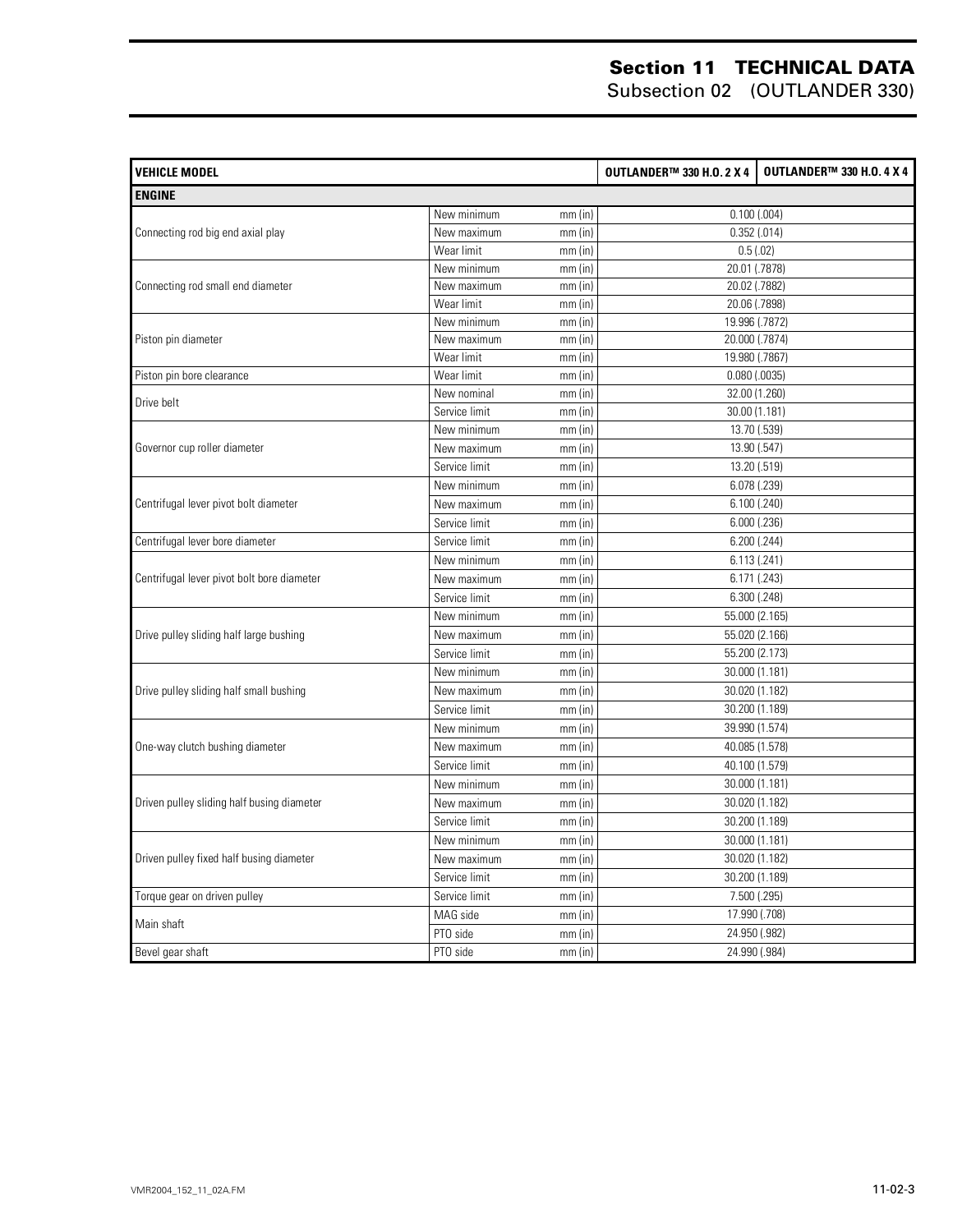| VEHICLE MODEL | | | OUTLANDER™ 330 H.O. 2 X 4 | OUTLANDER™ 330 H.O. 4 X 4 |
|---|---|---|---|---|
| **ENGINE** | | | | |
| Connecting rod big end axial play | New minimum | mm (in) | 0.100 (.004) | |
| | New maximum | mm (in) | 0.352 (.014) | |
| | Wear limit | mm (in) | 0.5 (.02) | |
| Connecting rod small end diameter | New minimum | mm (in) | 20.01 (.7878) | |
| | New maximum | mm (in) | 20.02 (.7882) | |
| | Wear limit | mm (in) | 20.06 (.7898) | |
| Piston pin diameter | New minimum | mm (in) | 19.996 (.7872) | |
| | New maximum | mm (in) | 20.000 (.7874) | |
| | Wear limit | mm (in) | 19.980 (.7867) | |
| Piston pin bore clearance | Wear limit | mm (in) | 0.080 (.0035) | |
| Drive belt | New nominal | mm (in) | 32.00 (1.260) | |
| | Service limit | mm (in) | 30.00 (1.181) | |
| Governor cup roller diameter | New minimum | mm (in) | 13.70 (.539) | |
| | New maximum | mm (in) | 13.90 (.547) | |
| | Service limit | mm (in) | 13.20 (.519) | |
| Centrifugal lever pivot bolt diameter | New minimum | mm (in) | 6.078 (.239) | |
| | New maximum | mm (in) | 6.100 (.240) | |
| | Service limit | mm (in) | 6.000 (.236) | |
| Centrifugal lever bore diameter | Service limit | mm (in) | 6.200 (.244) | |
| Centrifugal lever pivot bolt bore diameter | New minimum | mm (in) | 6.113 (.241) | |
| | New maximum | mm (in) | 6.171 (.243) | |
| | Service limit | mm (in) | 6.300 (.248) | |
| Drive pulley sliding half large bushing | New minimum | mm (in) | 55.000 (2.165) | |
| | New maximum | mm (in) | 55.020 (2.166) | |
| | Service limit | mm (in) | 55.200 (2.173) | |
| Drive pulley sliding half small bushing | New minimum | mm (in) | 30.000 (1.181) | |
| | New maximum | mm (in) | 30.020 (1.182) | |
| | Service limit | mm (in) | 30.200 (1.189) | |
| One-way clutch bushing diameter | New minimum | mm (in) | 39.990 (1.574) | |
| | New maximum | mm (in) | 40.085 (1.578) | |
| | Service limit | mm (in) | 40.100 (1.579) | |
| Driven pulley sliding half busing diameter | New minimum | mm (in) | 30.000 (1.181) | |
| | New maximum | mm (in) | 30.020 (1.182) | |
| | Service limit | mm (in) | 30.200 (1.189) | |
| Driven pulley fixed half busing diameter | New minimum | mm (in) | 30.000 (1.181) | |
| | New maximum | mm (in) | 30.020 (1.182) | |
| | Service limit | mm (in) | 30.200 (1.189) | |
| Torque gear on driven pulley | Service limit | mm (in) | 7.500 (.295) | |
| Main shaft | MAG side | mm (in) | 17.990 (.708) | |
| | PTO side | mm (in) | 24.950 (.982) | |
| Bevel gear shaft | PTO side | mm (in) | 24.990 (.984) | |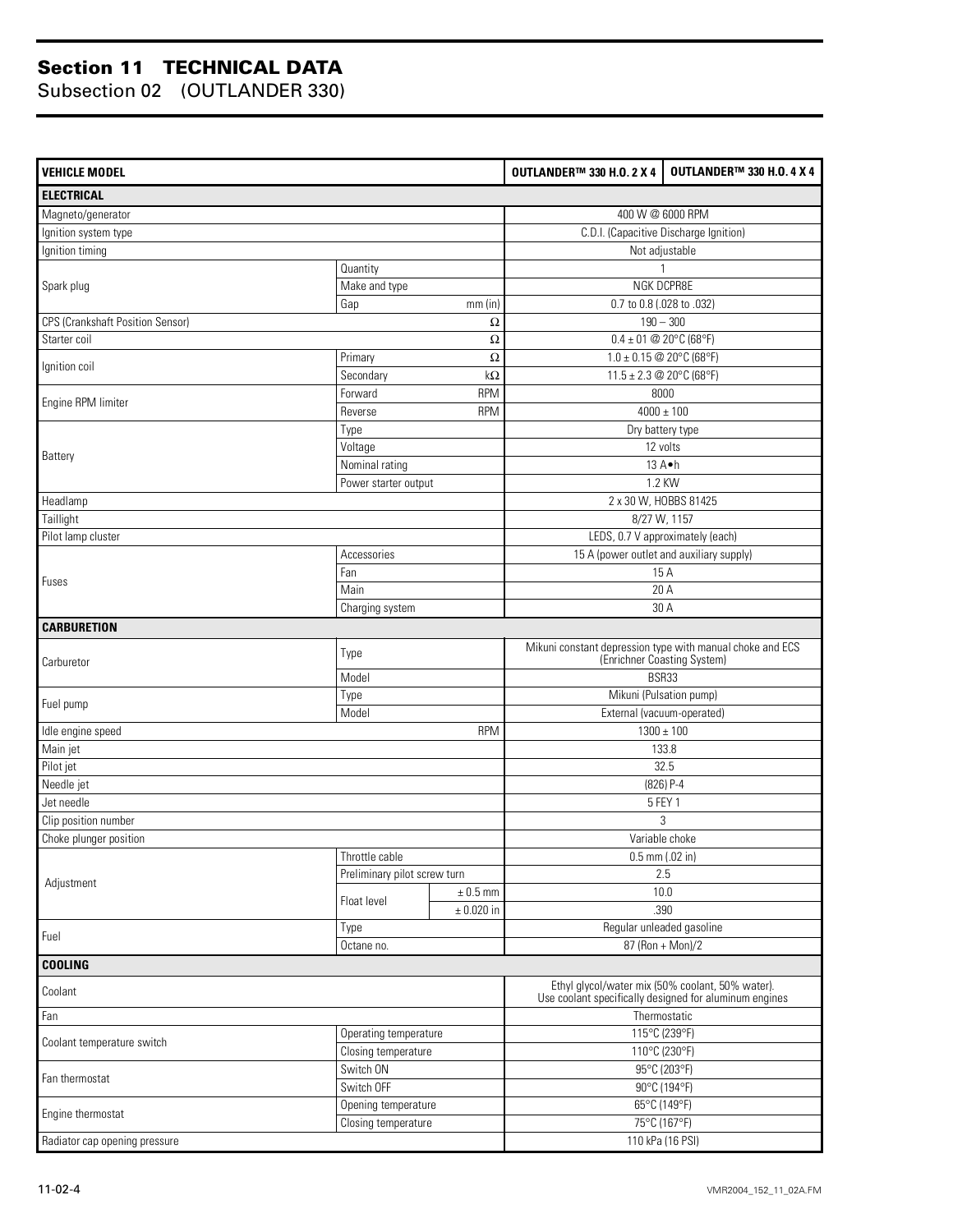## Section 11 TECHNICAL DATA

### Subsection 02 (OUTLANDER 330)

| VEHICLE MODEL | | | OUTLANDER™ 330 H.O. 2 X 4 | OUTLANDER™ 330 H.O. 4 X 4 |
|---|---|---|---|---|
| **ELECTRICAL** | | | | |
| Magneto/generator | | | 400 W @ 6000 RPM | |
| Ignition system type | | | C.D.I. (Capacitive Discharge Ignition) | |
| Ignition timing | | | Not adjustable | |
| Spark plug | Quantity | | 1 | |
| | Make and type | | NGK DCPR8E | |
| | Gap | mm (in) | 0.7 to 0.8 (.028 to .032) | |
| CPS (Crankshaft Position Sensor) | | Ω | 190 – 300 | |
| Starter coil | | Ω | 0.4 ± 01 @ 20°C (68°F) | |
| Ignition coil | Primary | Ω | 1.0 ± 0.15 @ 20°C (68°F) | |
| | Secondary | kΩ | 11.5 ± 2.3 @ 20°C (68°F) | |
| Engine RPM limiter | Forward | RPM | 8000 | |
| | Reverse | RPM | 4000 ± 100 | |
| Battery | Type | | Dry battery type | |
| | Voltage | | 12 volts | |
| | Nominal rating | | 13 A•h | |
| | Power starter output | | 1.2 KW | |
| Headlamp | | | 2 x 30 W, HOBBS 81425 | |
| Taillight | | | 8/27 W, 1157 | |
| Pilot lamp cluster | | | LEDS, 0.7 V approximately (each) | |
| Fuses | Accessories | | 15 A (power outlet and auxiliary supply) | |
| | Fan | | 15 A | |
| | Main | | 20 A | |
| | Charging system | | 30 A | |
| **CARBURETION** | | | | |
| Carburetor | Type | | Mikuni constant depression type with manual choke and ECS (Enrichner Coasting System) | |
| | Model | | BSR33 | |
| Fuel pump | Type | | Mikuni (Pulsation pump) | |
| | Model | | External (vacuum-operated) | |
| Idle engine speed | | RPM | 1300 ± 100 | |
| Main jet | | | 133.8 | |
| Pilot jet | | | 32.5 | |
| Needle jet | | | (826) P-4 | |
| Jet needle | | | 5 FEY 1 | |
| Clip position number | | | 3 | |
| Choke plunger position | | | Variable choke | |
| Adjustment | Throttle cable | | 0.5 mm (.02 in) | |
| | Preliminary pilot screw turn | | 2.5 | |
| | Float level | ± 0.5 mm | 10.0 | |
| | | ± 0.020 in | .390 | |
| Fuel | Type | | Regular unleaded gasoline | |
| | Octane no. | | 87 (Ron + Mon)/2 | |
| **COOLING** | | | | |
| Coolant | | | Ethyl glycol/water mix (50% coolant, 50% water). Use coolant specifically designed for aluminum engines | |
| Fan | | | Thermostatic | |
| Coolant temperature switch | Operating temperature | | 115°C (239°F) | |
| | Closing temperature | | 110°C (230°F) | |
| Fan thermostat | Switch ON | | 95°C (203°F) | |
| | Switch OFF | | 90°C (194°F) | |
| Engine thermostat | Opening temperature | | 65°C (149°F) | |
| | Closing temperature | | 75°C (167°F) | |
| Radiator cap opening pressure | | | 110 kPa (16 PSI) | |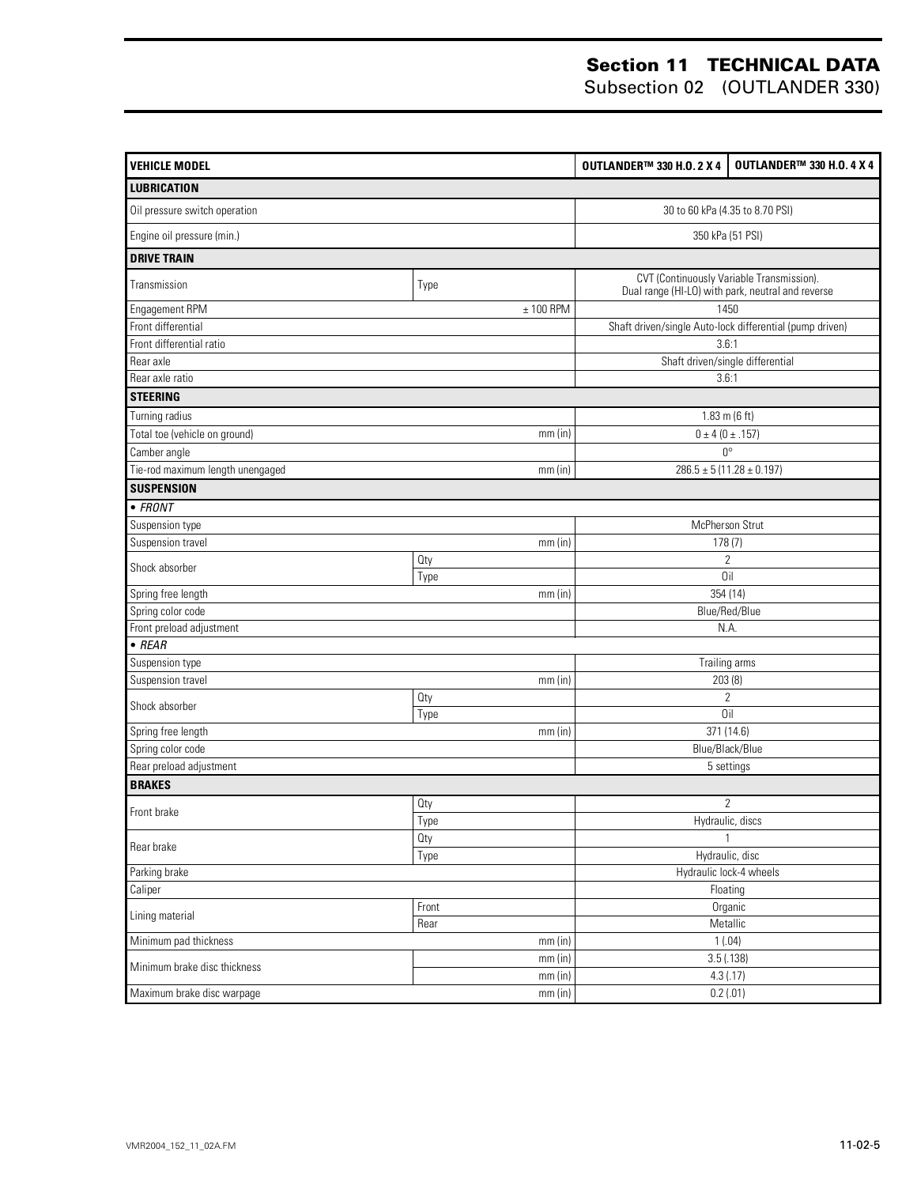# Section 11 TECHNICAL DATA
## Subsection 02 (OUTLANDER 330)

| VEHICLE MODEL | | OUTLANDER™ 330 H.O. 2 X 4 | OUTLANDER™ 330 H.O. 4 X 4 |
|---|---|---|---|
| **LUBRICATION** | | | |
| Oil pressure switch operation | | 30 to 60 kPa (4.35 to 8.70 PSI) | |
| Engine oil pressure (min.) | | 350 kPa (51 PSI) | |
| **DRIVE TRAIN** | | | |
| Transmission | Type | CVT (Continuously Variable Transmission). Dual range (HI-LO) with park, neutral and reverse | |
| Engagement RPM | ± 100 RPM | 1450 | |
| Front differential | | Shaft driven/single Auto-lock differential (pump driven) | |
| Front differential ratio | | 3.6:1 | |
| Rear axle | | Shaft driven/single differential | |
| Rear axle ratio | | 3.6:1 | |
| **STEERING** | | | |
| Turning radius | | 1.83 m (6 ft) | |
| Total toe (vehicle on ground) | mm (in) | 0 ± 4 (0 ± .157) | |
| Camber angle | | 0° | |
| Tie-rod maximum length unengaged | mm (in) | 286.5 ± 5 (11.28 ± 0.197) | |
| **SUSPENSION** | | | |
| *• FRONT* | | | |
| Suspension type | | McPherson Strut | |
| Suspension travel | mm (in) | 178 (7) | |
| Shock absorber | Qty | 2 | |
| | Type | Oil | |
| Spring free length | mm (in) | 354 (14) | |
| Spring color code | | Blue/Red/Blue | |
| Front preload adjustment | | N.A. | |
| *• REAR* | | | |
| Suspension type | | Trailing arms | |
| Suspension travel | mm (in) | 203 (8) | |
| Shock absorber | Qty | 2 | |
| | Type | Oil | |
| Spring free length | mm (in) | 371 (14.6) | |
| Spring color code | | Blue/Black/Blue | |
| Rear preload adjustment | | 5 settings | |
| **BRAKES** | | | |
| Front brake | Qty | 2 | |
| | Type | Hydraulic, discs | |
| Rear brake | Qty | 1 | |
| | Type | Hydraulic, disc | |
| Parking brake | | Hydraulic lock-4 wheels | |
| Caliper | | Floating | |
| Lining material | Front | Organic | |
| | Rear | Metallic | |
| Minimum pad thickness | mm (in) | 1 (.04) | |
| Minimum brake disc thickness | mm (in) | 3.5 (.138) | |
| | mm (in) | 4.3 (.17) | |
| Maximum brake disc warpage | mm (in) | 0.2 (.01) | |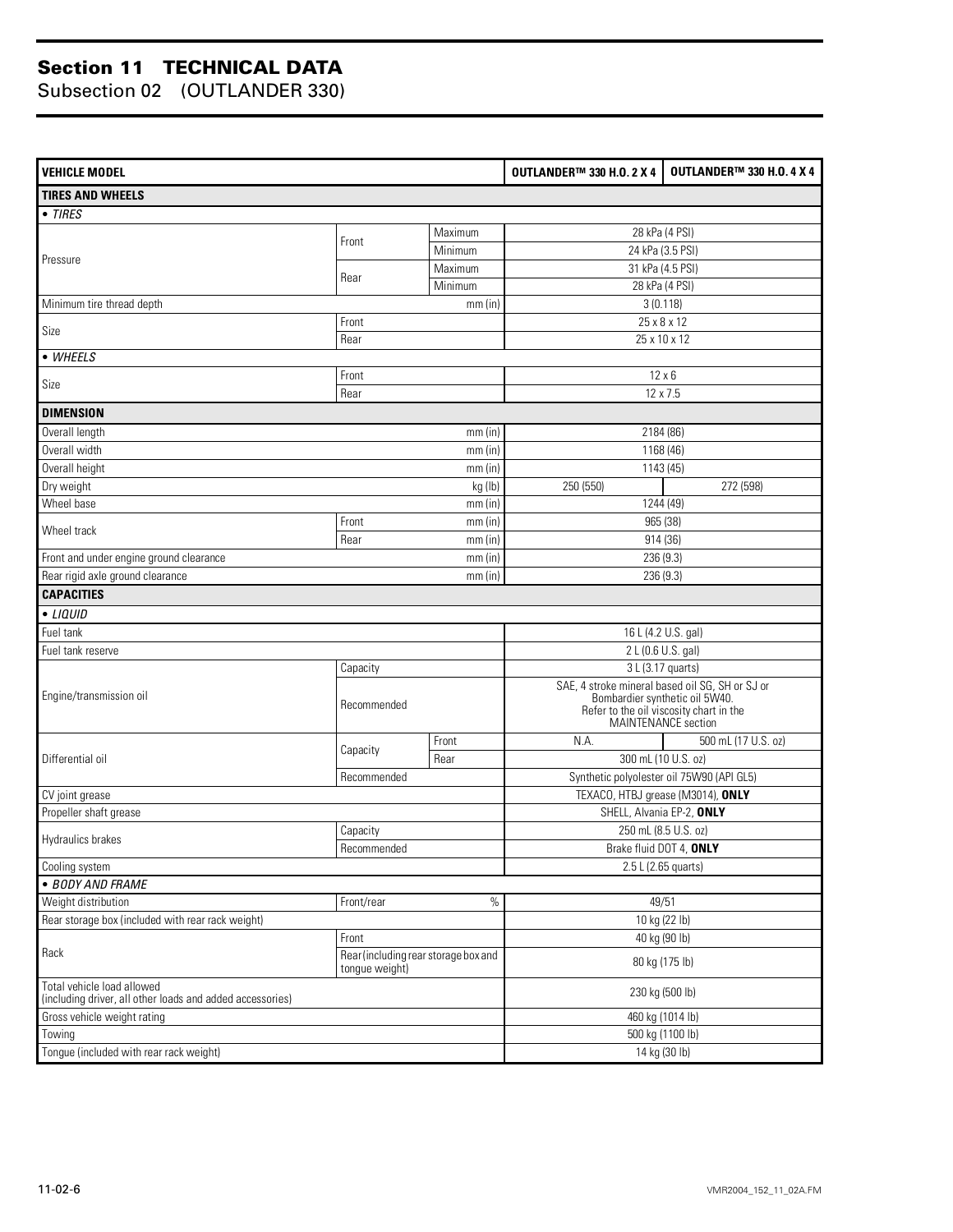# Section 11 TECHNICAL DATA

## Subsection 02 (OUTLANDER 330)

| VEHICLE MODEL | | | OUTLANDER™ 330 H.O. 2 X 4 | OUTLANDER™ 330 H.O. 4 X 4 |
|---|---|---|---|---|
| **TIRES AND WHEELS** | | | | |
| • *TIRES* | | | | |
| Pressure | Front | Maximum | 28 kPa (4 PSI) | |
| | | Minimum | 24 kPa (3.5 PSI) | |
| | Rear | Maximum | 31 kPa (4.5 PSI) | |
| | | Minimum | 28 kPa (4 PSI) | |
| Minimum tire thread depth | | mm (in) | 3 (0.118) | |
| Size | Front | | 25 x 8 x 12 | |
| | Rear | | 25 x 10 x 12 | |
| • *WHEELS* | | | | |
| Size | Front | | 12 x 6 | |
| | Rear | | 12 x 7.5 | |
| **DIMENSION** | | | | |
| Overall length | | mm (in) | 2184 (86) | |
| Overall width | | mm (in) | 1168 (46) | |
| Overall height | | mm (in) | 1143 (45) | |
| Dry weight | | kg (lb) | 250 (550) | 272 (598) |
| Wheel base | | mm (in) | 1244 (49) | |
| Wheel track | Front | mm (in) | 965 (38) | |
| | Rear | mm (in) | 914 (36) | |
| Front and under engine ground clearance | | mm (in) | 236 (9.3) | |
| Rear rigid axle ground clearance | | mm (in) | 236 (9.3) | |
| **CAPACITIES** | | | | |
| • *LIQUID* | | | | |
| Fuel tank | | | 16 L (4.2 U.S. gal) | |
| Fuel tank reserve | | | 2 L (0.6 U.S. gal) | |
| Engine/transmission oil | Capacity | | 3 L (3.17 quarts) | |
| | Recommended | | SAE, 4 stroke mineral based oil SG, SH or SJ or Bombardier synthetic oil 5W40. Refer to the oil viscosity chart in the MAINTENANCE section | |
| Differential oil | Capacity | Front | N.A. | 500 mL (17 U.S. oz) |
| | | Rear | 300 mL (10 U.S. oz) | |
| | Recommended | | Synthetic polyolester oil 75W90 (API GL5) | |
| CV joint grease | | | TEXACO, HTBJ grease (M3014), **ONLY** | |
| Propeller shaft grease | | | SHELL, Alvania EP-2, **ONLY** | |
| Hydraulics brakes | Capacity | | 250 mL (8.5 U.S. oz) | |
| | Recommended | | Brake fluid DOT 4, **ONLY** | |
| Cooling system | | | 2.5 L (2.65 quarts) | |
| • *BODY AND FRAME* | | | | |
| Weight distribution | Front/rear | % | 49/51 | |
| Rear storage box (included with rear rack weight) | | | 10 kg (22 lb) | |
| Rack | Front | | 40 kg (90 lb) | |
| | Rear (including rear storage box and tongue weight) | | 80 kg (175 lb) | |
| Total vehicle load allowed (including driver, all other loads and added accessories) | | | 230 kg (500 lb) | |
| Gross vehicle weight rating | | | 460 kg (1014 lb) | |
| Towing | | | 500 kg (1100 lb) | |
| Tongue (included with rear rack weight) | | | 14 kg (30 lb) | |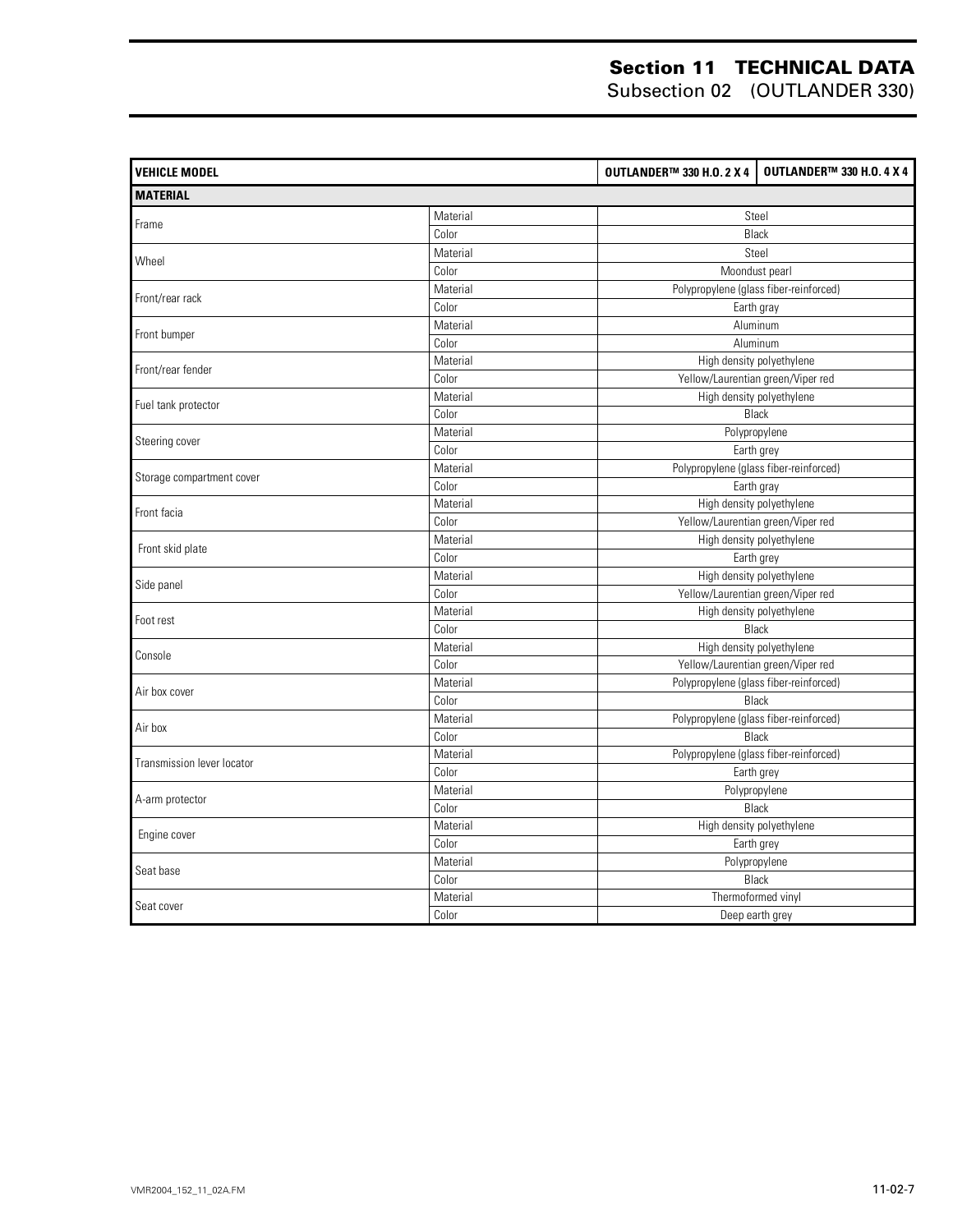## Section 11 TECHNICAL DATA

### Subsection 02 (OUTLANDER 330)

| VEHICLE MODEL | | OUTLANDER™ 330 H.O. 2 X 4 | OUTLANDER™ 330 H.O. 4 X 4 |
|---|---|---|---|
| **MATERIAL** | | | |
| Frame | Material | Steel | |
| | Color | Black | |
| Wheel | Material | Steel | |
| | Color | Moondust pearl | |
| Front/rear rack | Material | Polypropylene (glass fiber-reinforced) | |
| | Color | Earth gray | |
| Front bumper | Material | Aluminum | |
| | Color | Aluminum | |
| Front/rear fender | Material | High density polyethylene | |
| | Color | Yellow/Laurentian green/Viper red | |
| Fuel tank protector | Material | High density polyethylene | |
| | Color | Black | |
| Steering cover | Material | Polypropylene | |
| | Color | Earth grey | |
| Storage compartment cover | Material | Polypropylene (glass fiber-reinforced) | |
| | Color | Earth gray | |
| Front facia | Material | High density polyethylene | |
| | Color | Yellow/Laurentian green/Viper red | |
| Front skid plate | Material | High density polyethylene | |
| | Color | Earth grey | |
| Side panel | Material | High density polyethylene | |
| | Color | Yellow/Laurentian green/Viper red | |
| Foot rest | Material | High density polyethylene | |
| | Color | Black | |
| Console | Material | High density polyethylene | |
| | Color | Yellow/Laurentian green/Viper red | |
| Air box cover | Material | Polypropylene (glass fiber-reinforced) | |
| | Color | Black | |
| Air box | Material | Polypropylene (glass fiber-reinforced) | |
| | Color | Black | |
| Transmission lever locator | Material | Polypropylene (glass fiber-reinforced) | |
| | Color | Earth grey | |
| A-arm protector | Material | Polypropylene | |
| | Color | Black | |
| Engine cover | Material | High density polyethylene | |
| | Color | Earth grey | |
| Seat base | Material | Polypropylene | |
| | Color | Black | |
| Seat cover | Material | Thermoformed vinyl | |
| | Color | Deep earth grey | |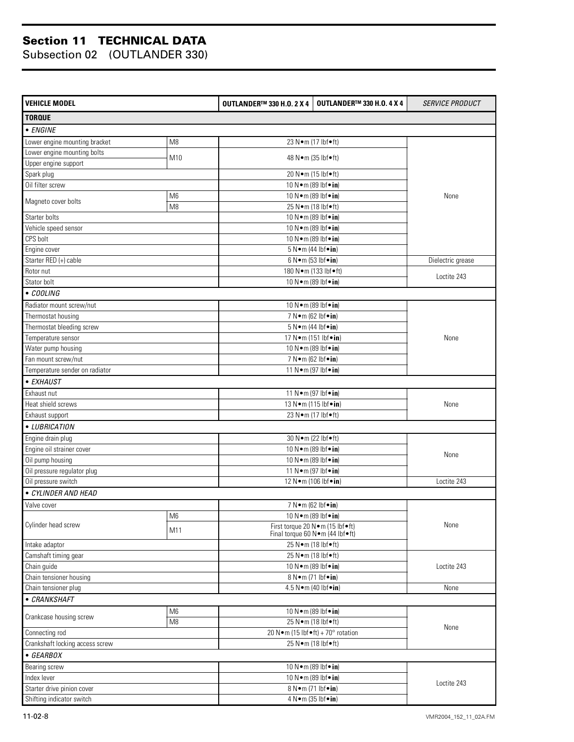# Section 11 TECHNICAL DATA

## Subsection 02 (OUTLANDER 330)

| VEHICLE MODEL | | OUTLANDER™ 330 H.O. 2 X 4 | OUTLANDER™ 330 H.O. 4 X 4 | SERVICE PRODUCT |
|---|---|---|---|---|
| **TORQUE** | | | | |
| • *ENGINE* | | | | |
| Lower engine mounting bracket | M8 | 23 N•m (17 lbf•ft) | | None |
| Lower engine mounting bolts | M10 | 48 N•m (35 lbf•ft) | | None |
| Upper engine support | M10 | 48 N•m (35 lbf•ft) | | None |
| Spark plug | | 20 N•m (15 lbf•ft) | | None |
| Oil filter screw | | 10 N•m (89 lbf•**in**) | | None |
| Magneto cover bolts | M6 | 10 N•m (89 lbf•**in**) | | None |
| | M8 | 25 N•m (18 lbf•ft) | | None |
| Starter bolts | | 10 N•m (89 lbf•**in**) | | None |
| Vehicle speed sensor | | 10 N•m (89 lbf•**in**) | | None |
| CPS bolt | | 10 N•m (89 lbf•**in**) | | None |
| Engine cover | | 5 N•m (44 lbf•**in**) | | None |
| Starter RED (+) cable | | 6 N•m (53 lbf•**in**) | | Dielectric grease |
| Rotor nut | | 180 N•m (133 lbf•ft) | | Loctite 243 |
| Stator bolt | | 10 N•m (89 lbf•**in**) | | Loctite 243 |
| • *COOLING* | | | | |
| Radiator mount screw/nut | | 10 N•m (89 lbf•**in**) | | None |
| Thermostat housing | | 7 N•m (62 lbf•**in**) | | None |
| Thermostat bleeding screw | | 5 N•m (44 lbf•**in**) | | None |
| Temperature sensor | | 17 N•m (151 lbf•**in**) | | None |
| Water pump housing | | 10 N•m (89 lbf•**in**) | | None |
| Fan mount screw/nut | | 7 N•m (62 lbf•**in**) | | None |
| Temperature sender on radiator | | 11 N•m (97 lbf•**in**) | | None |
| • *EXHAUST* | | | | |
| Exhaust nut | | 11 N•m (97 lbf•**in**) | | None |
| Heat shield screws | | 13 N•m (115 lbf•**in**) | | None |
| Exhaust support | | 23 N•m (17 lbf•ft) | | None |
| • *LUBRICATION* | | | | |
| Engine drain plug | | 30 N•m (22 lbf•ft) | | None |
| Engine oil strainer cover | | 10 N•m (89 lbf•**in**) | | None |
| Oil pump housing | | 10 N•m (89 lbf•**in**) | | None |
| Oil pressure regulator plug | | 11 N•m (97 lbf•**in**) | | None |
| Oil pressure switch | | 12 N•m (106 lbf•**in**) | | Loctite 243 |
| • *CYLINDER AND HEAD* | | | | |
| Valve cover | | 7 N•m (62 lbf•**in**) | | None |
| Cylinder head screw | M6 | 10 N•m (89 lbf•**in**) | | None |
| | M11 | First torque 20 N•m (15 lbf•ft) Final torque 60 N•m (44 lbf•ft) | | None |
| Intake adaptor | | 25 N•m (18 lbf•ft) | | None |
| Camshaft timing gear | | 25 N•m (18 lbf•ft) | | Loctite 243 |
| Chain guide | | 10 N•m (89 lbf•**in**) | | Loctite 243 |
| Chain tensioner housing | | 8 N•m (71 lbf•**in**) | | Loctite 243 |
| Chain tensioner plug | | 4.5 N•m (40 lbf•**in**) | | None |
| • *CRANKSHAFT* | | | | |
| Crankcase housing screw | M6 | 10 N•m (89 lbf•**in**) | | None |
| | M8 | 25 N•m (18 lbf•ft) | | None |
| Connecting rod | | 20 N•m (15 lbf•ft) + 70° rotation | | None |
| Crankshaft locking access screw | | 25 N•m (18 lbf•ft) | | None |
| • *GEARBOX* | | | | |
| Bearing screw | | 10 N•m (89 lbf•**in**) | | Loctite 243 |
| Index lever | | 10 N•m (89 lbf•**in**) | | Loctite 243 |
| Starter drive pinion cover | | 8 N•m (71 lbf•**in**) | | Loctite 243 |
| Shifting indicator switch | | 4 N•m (35 lbf•**in**) | | Loctite 243 |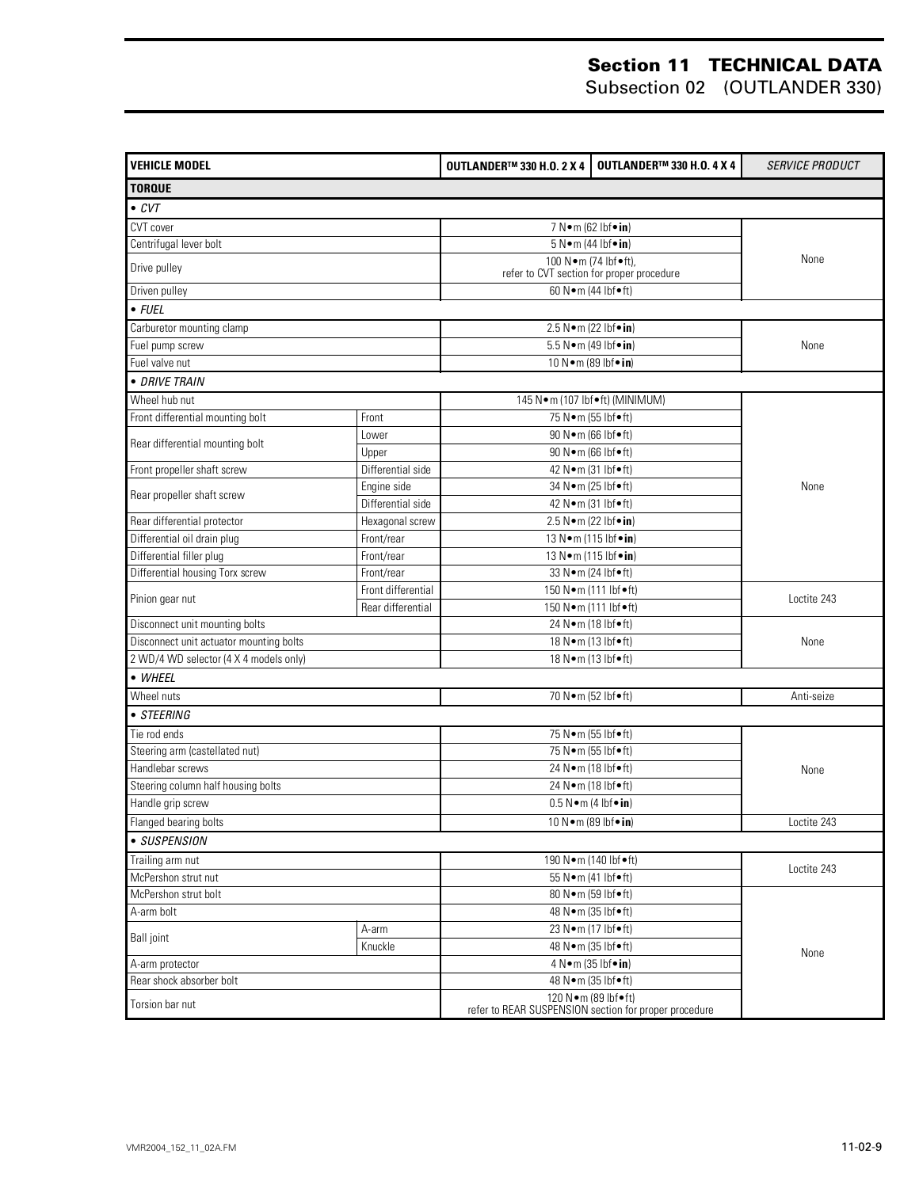# Section 11 TECHNICAL DATA
## Subsection 02 (OUTLANDER 330)

| VEHICLE MODEL | | OUTLANDER™ 330 H.O. 2 X 4 | OUTLANDER™ 330 H.O. 4 X 4 | *SERVICE PRODUCT* |
|---|---|---|---|---|
| **TORQUE** | | | | |
| • *CVT* | | | | |
| CVT cover | | 7 N•m (62 lbf•**in**) | | None |
| Centrifugal lever bolt | | 5 N•m (44 lbf•**in**) | | |
| Drive pulley | | 100 N•m (74 lbf•ft), refer to CVT section for proper procedure | | |
| Driven pulley | | 60 N•m (44 lbf•ft) | | |
| • *FUEL* | | | | |
| Carburetor mounting clamp | | 2.5 N•m (22 lbf•**in**) | | None |
| Fuel pump screw | | 5.5 N•m (49 lbf•**in**) | | |
| Fuel valve nut | | 10 N•m (89 lbf•**in**) | | |
| • *DRIVE TRAIN* | | | | |
| Wheel hub nut | | 145 N•m (107 lbf•ft) (MINIMUM) | | None |
| Front differential mounting bolt | Front | 75 N•m (55 lbf•ft) | | |
| Rear differential mounting bolt | Lower | 90 N•m (66 lbf•ft) | | |
| | Upper | 90 N•m (66 lbf•ft) | | |
| Front propeller shaft screw | Differential side | 42 N•m (31 lbf•ft) | | |
| Rear propeller shaft screw | Engine side | 34 N•m (25 lbf•ft) | | |
| | Differential side | 42 N•m (31 lbf•ft) | | |
| Rear differential protector | Hexagonal screw | 2.5 N•m (22 lbf•**in**) | | |
| Differential oil drain plug | Front/rear | 13 N•m (115 lbf•**in**) | | |
| Differential filler plug | Front/rear | 13 N•m (115 lbf•**in**) | | |
| Differential housing Torx screw | Front/rear | 33 N•m (24 lbf•ft) | | |
| Pinion gear nut | Front differential | 150 N•m (111 lbf•ft) | | Loctite 243 |
| | Rear differential | 150 N•m (111 lbf•ft) | | |
| Disconnect unit mounting bolts | | 24 N•m (18 lbf•ft) | | None |
| Disconnect unit actuator mounting bolts | | 18 N•m (13 lbf•ft) | | |
| 2 WD/4 WD selector (4 X 4 models only) | | 18 N•m (13 lbf•ft) | | |
| • *WHEEL* | | | | |
| Wheel nuts | | 70 N•m (52 lbf•ft) | | Anti-seize |
| • *STEERING* | | | | |
| Tie rod ends | | 75 N•m (55 lbf•ft) | | None |
| Steering arm (castellated nut) | | 75 N•m (55 lbf•ft) | | |
| Handlebar screws | | 24 N•m (18 lbf•ft) | | |
| Steering column half housing bolts | | 24 N•m (18 lbf•ft) | | |
| Handle grip screw | | 0.5 N•m (4 lbf•**in**) | | |
| Flanged bearing bolts | | 10 N•m (89 lbf•**in**) | | Loctite 243 |
| • *SUSPENSION* | | | | |
| Trailing arm nut | | 190 N•m (140 lbf•ft) | | Loctite 243 |
| McPershon strut nut | | 55 N•m (41 lbf•ft) | | |
| McPershon strut bolt | | 80 N•m (59 lbf•ft) | | None |
| A-arm bolt | | 48 N•m (35 lbf•ft) | | |
| Ball joint | A-arm | 23 N•m (17 lbf•ft) | | |
| | Knuckle | 48 N•m (35 lbf•ft) | | |
| A-arm protector | | 4 N•m (35 lbf•**in**) | | |
| Rear shock absorber bolt | | 48 N•m (35 lbf•ft) | | |
| Torsion bar nut | | 120 N•m (89 lbf•ft) refer to REAR SUSPENSION section for proper procedure | | |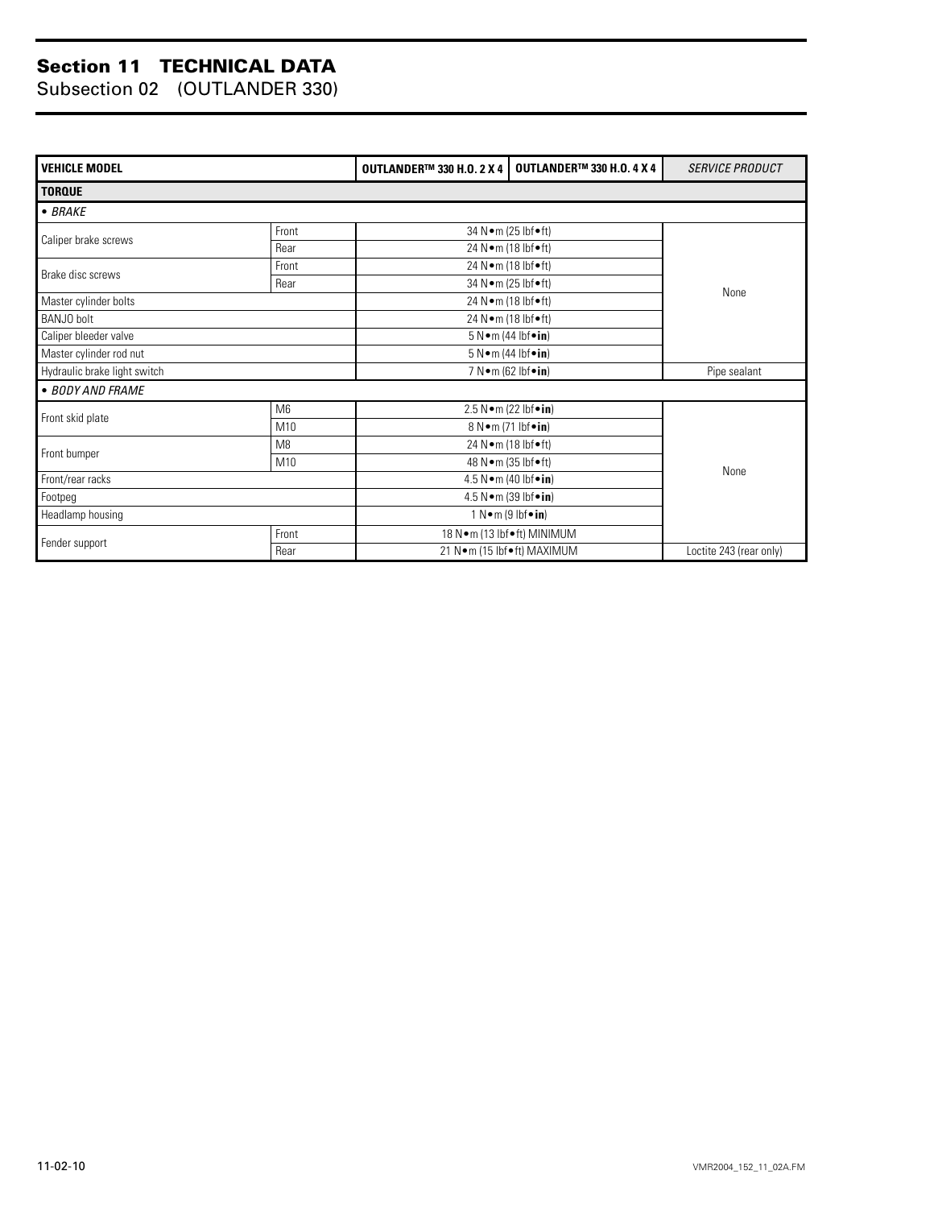## Section 11 TECHNICAL DATA
Subsection 02 (OUTLANDER 330)

| VEHICLE MODEL | | OUTLANDER™ 330 H.O. 2 X 4 | OUTLANDER™ 330 H.O. 4 X 4 | *SERVICE PRODUCT* |
|---|---|---|---|---|
| **TORQUE** | | | | |
| • *BRAKE* | | | | |
| Caliper brake screws | Front | 34 N•m (25 lbf•ft) | | None |
| | Rear | 24 N•m (18 lbf•ft) | | |
| Brake disc screws | Front | 24 N•m (18 lbf•ft) | | |
| | Rear | 34 N•m (25 lbf•ft) | | |
| Master cylinder bolts | | 24 N•m (18 lbf•ft) | | |
| BANJO bolt | | 24 N•m (18 lbf•ft) | | |
| Caliper bleeder valve | | 5 N•m (44 lbf•**in**) | | |
| Master cylinder rod nut | | 5 N•m (44 lbf•**in**) | | |
| Hydraulic brake light switch | | 7 N•m (62 lbf•**in**) | | Pipe sealant |
| • *BODY AND FRAME* | | | | |
| Front skid plate | M6 | 2.5 N•m (22 lbf•**in**) | | None |
| | M10 | 8 N•m (71 lbf•**in**) | | |
| Front bumper | M8 | 24 N•m (18 lbf•ft) | | |
| | M10 | 48 N•m (35 lbf•ft) | | |
| Front/rear racks | | 4.5 N•m (40 lbf•**in**) | | |
| Footpeg | | 4.5 N•m (39 lbf•**in**) | | |
| Headlamp housing | | 1 N•m (9 lbf•**in**) | | |
| Fender support | Front | 18 N•m (13 lbf•ft) MINIMUM | | |
| | Rear | 21 N•m (15 lbf•ft) MAXIMUM | | Loctite 243 (rear only) |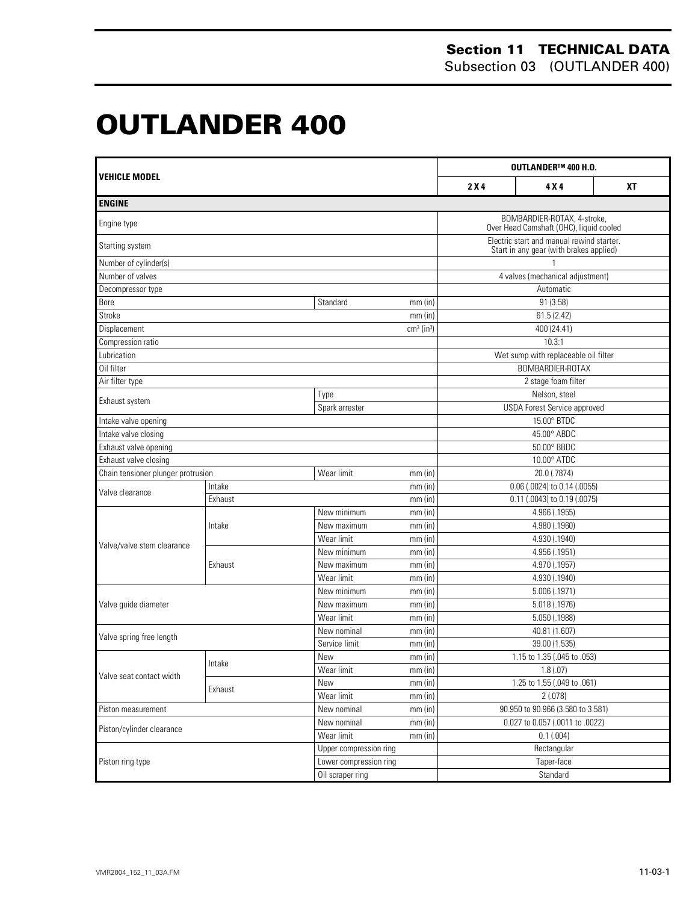# OUTLANDER 400

| VEHICLE MODEL | | | | OUTLANDER™ 400 H.O. | | |
|---|---|---|---|---|---|---|
| | | | | 2 X 4 | 4 X 4 | XT |
| **ENGINE** | | | | | | |
| Engine type | | | | BOMBARDIER-ROTAX, 4-stroke, Over Head Camshaft (OHC), liquid cooled | | |
| Starting system | | | | Electric start and manual rewind starter. Start in any gear (with brakes applied) | | |
| Number of cylinder(s) | | | | 1 | | |
| Number of valves | | | | 4 valves (mechanical adjustment) | | |
| Decompressor type | | | | Automatic | | |
| Bore | | Standard | mm (in) | 91 (3.58) | | |
| Stroke | | | mm (in) | 61.5 (2.42) | | |
| Displacement | | | $cm^3$ ($in^3$) | 400 (24.41) | | |
| Compression ratio | | | | 10.3:1 | | |
| Lubrication | | | | Wet sump with replaceable oil filter | | |
| Oil filter | | | | BOMBARDIER-ROTAX | | |
| Air filter type | | | | 2 stage foam filter | | |
| Exhaust system | | Type | | Nelson, steel | | |
| | | Spark arrester | | USDA Forest Service approved | | |
| Intake valve opening | | | | 15.00° BTDC | | |
| Intake valve closing | | | | 45.00° ABDC | | |
| Exhaust valve opening | | | | 50.00° BBDC | | |
| Exhaust valve closing | | | | 10.00° ATDC | | |
| Chain tensioner plunger protrusion | | Wear limit | mm (in) | 20.0 (.7874) | | |
| Valve clearance | Intake | | mm (in) | 0.06 (.0024) to 0.14 (.0055) | | |
| | Exhaust | | mm (in) | 0.11 (.0043) to 0.19 (.0075) | | |
| Valve/valve stem clearance | Intake | New minimum | mm (in) | 4.966 (.1955) | | |
| | | New maximum | mm (in) | 4.980 (.1960) | | |
| | | Wear limit | mm (in) | 4.930 (.1940) | | |
| | Exhaust | New minimum | mm (in) | 4.956 (.1951) | | |
| | | New maximum | mm (in) | 4.970 (.1957) | | |
| | | Wear limit | mm (in) | 4.930 (.1940) | | |
| Valve guide diameter | | New minimum | mm (in) | 5.006 (.1971) | | |
| | | New maximum | mm (in) | 5.018 (.1976) | | |
| | | Wear limit | mm (in) | 5.050 (.1988) | | |
| Valve spring free length | | New nominal | mm (in) | 40.81 (1.607) | | |
| | | Service limit | mm (in) | 39.00 (1.535) | | |
| Valve seat contact width | Intake | New | mm (in) | 1.15 to 1.35 (.045 to .053) | | |
| | | Wear limit | mm (in) | 1.8 (.07) | | |
| | Exhaust | New | mm (in) | 1.25 to 1.55 (.049 to .061) | | |
| | | Wear limit | mm (in) | 2 (.078) | | |
| Piston measurement | | New nominal | mm (in) | 90.950 to 90.966 (3.580 to 3.581) | | |
| Piston/cylinder clearance | | New nominal | mm (in) | 0.027 to 0.057 (.0011 to .0022) | | |
| | | Wear limit | mm (in) | 0.1 (.004) | | |
| Piston ring type | | Upper compression ring | | Rectangular | | |
| | | Lower compression ring | | Taper-face | | |
| | | Oil scraper ring | | Standard | | |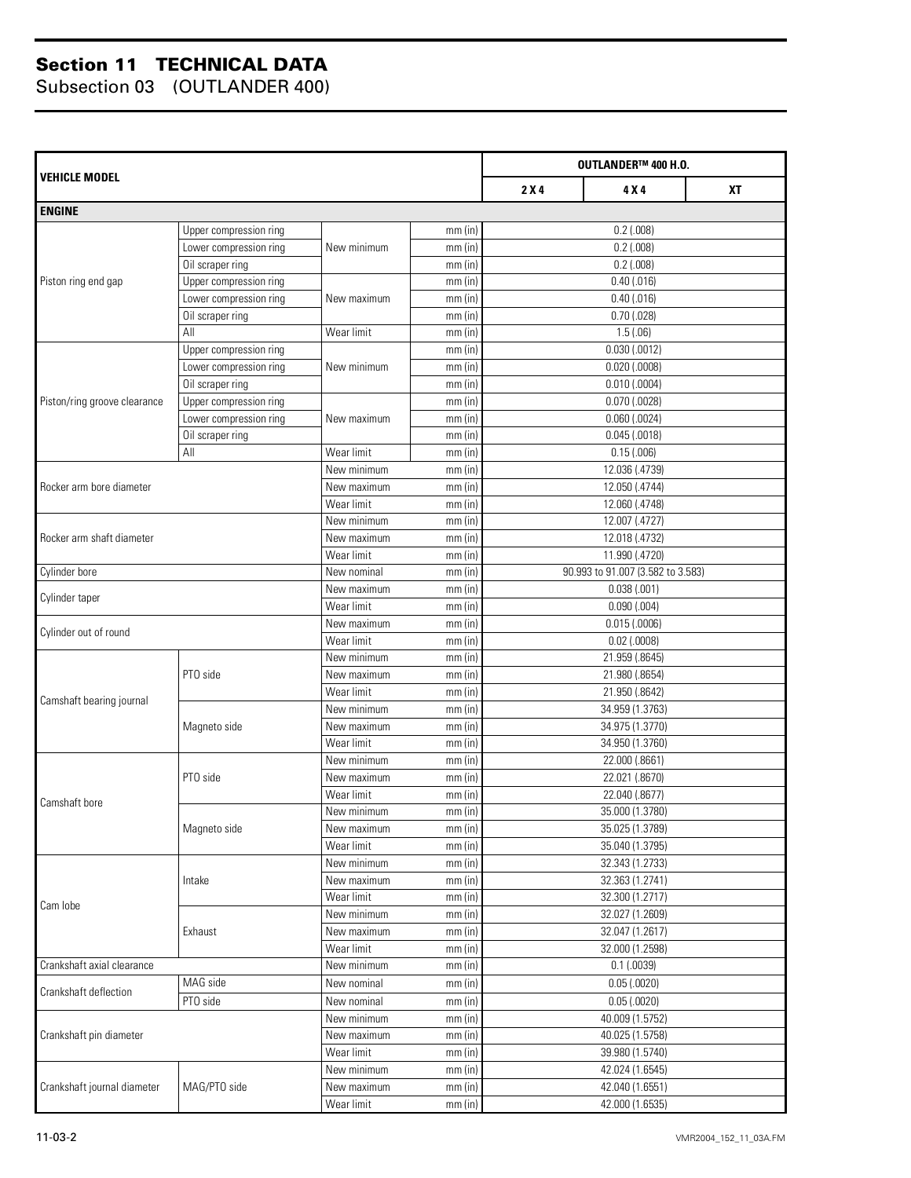## Section 11 TECHNICAL DATA
### Subsection 03 (OUTLANDER 400)

| VEHICLE MODEL | | | | OUTLANDER™ 400 H.O. | | |
|---|---|---|---|---|---|---|
| | | | | 2 X 4 | 4 X 4 | XT |
| **ENGINE** | | | | | | |
| Piston ring end gap | Upper compression ring | New minimum | mm (in) | 0.2 (.008) | | |
| | Lower compression ring | | mm (in) | 0.2 (.008) | | |
| | Oil scraper ring | | mm (in) | 0.2 (.008) | | |
| | Upper compression ring | New maximum | mm (in) | 0.40 (.016) | | |
| | Lower compression ring | | mm (in) | 0.40 (.016) | | |
| | Oil scraper ring | | mm (in) | 0.70 (.028) | | |
| | All | Wear limit | mm (in) | 1.5 (.06) | | |
| Piston/ring groove clearance | Upper compression ring | New minimum | mm (in) | 0.030 (.0012) | | |
| | Lower compression ring | | mm (in) | 0.020 (.0008) | | |
| | Oil scraper ring | | mm (in) | 0.010 (.0004) | | |
| | Upper compression ring | New maximum | mm (in) | 0.070 (.0028) | | |
| | Lower compression ring | | mm (in) | 0.060 (.0024) | | |
| | Oil scraper ring | | mm (in) | 0.045 (.0018) | | |
| | All | Wear limit | mm (in) | 0.15 (.006) | | |
| Rocker arm bore diameter | | New minimum | mm (in) | 12.036 (.4739) | | |
| | | New maximum | mm (in) | 12.050 (.4744) | | |
| | | Wear limit | mm (in) | 12.060 (.4748) | | |
| Rocker arm shaft diameter | | New minimum | mm (in) | 12.007 (.4727) | | |
| | | New maximum | mm (in) | 12.018 (.4732) | | |
| | | Wear limit | mm (in) | 11.990 (.4720) | | |
| Cylinder bore | | New nominal | mm (in) | 90.993 to 91.007 (3.582 to 3.583) | | |
| Cylinder taper | | New maximum | mm (in) | 0.038 (.001) | | |
| | | Wear limit | mm (in) | 0.090 (.004) | | |
| Cylinder out of round | | New maximum | mm (in) | 0.015 (.0006) | | |
| | | Wear limit | mm (in) | 0.02 (.0008) | | |
| Camshaft bearing journal | PTO side | New minimum | mm (in) | 21.959 (.8645) | | |
| | | New maximum | mm (in) | 21.980 (.8654) | | |
| | | Wear limit | mm (in) | 21.950 (.8642) | | |
| | Magneto side | New minimum | mm (in) | 34.959 (1.3763) | | |
| | | New maximum | mm (in) | 34.975 (1.3770) | | |
| | | Wear limit | mm (in) | 34.950 (1.3760) | | |
| Camshaft bore | PTO side | New minimum | mm (in) | 22.000 (.8661) | | |
| | | New maximum | mm (in) | 22.021 (.8670) | | |
| | | Wear limit | mm (in) | 22.040 (.8677) | | |
| | Magneto side | New minimum | mm (in) | 35.000 (1.3780) | | |
| | | New maximum | mm (in) | 35.025 (1.3789) | | |
| | | Wear limit | mm (in) | 35.040 (1.3795) | | |
| Cam lobe | Intake | New minimum | mm (in) | 32.343 (1.2733) | | |
| | | New maximum | mm (in) | 32.363 (1.2741) | | |
| | | Wear limit | mm (in) | 32.300 (1.2717) | | |
| | Exhaust | New minimum | mm (in) | 32.027 (1.2609) | | |
| | | New maximum | mm (in) | 32.047 (1.2617) | | |
| | | Wear limit | mm (in) | 32.000 (1.2598) | | |
| Crankshaft axial clearance | | New minimum | mm (in) | 0.1 (.0039) | | |
| Crankshaft deflection | MAG side | New nominal | mm (in) | 0.05 (.0020) | | |
| | PTO side | New nominal | mm (in) | 0.05 (.0020) | | |
| Crankshaft pin diameter | | New minimum | mm (in) | 40.009 (1.5752) | | |
| | | New maximum | mm (in) | 40.025 (1.5758) | | |
| | | Wear limit | mm (in) | 39.980 (1.5740) | | |
| Crankshaft journal diameter | MAG/PTO side | New minimum | mm (in) | 42.024 (1.6545) | | |
| | | New maximum | mm (in) | 42.040 (1.6551) | | |
| | | Wear limit | mm (in) | 42.000 (1.6535) | | |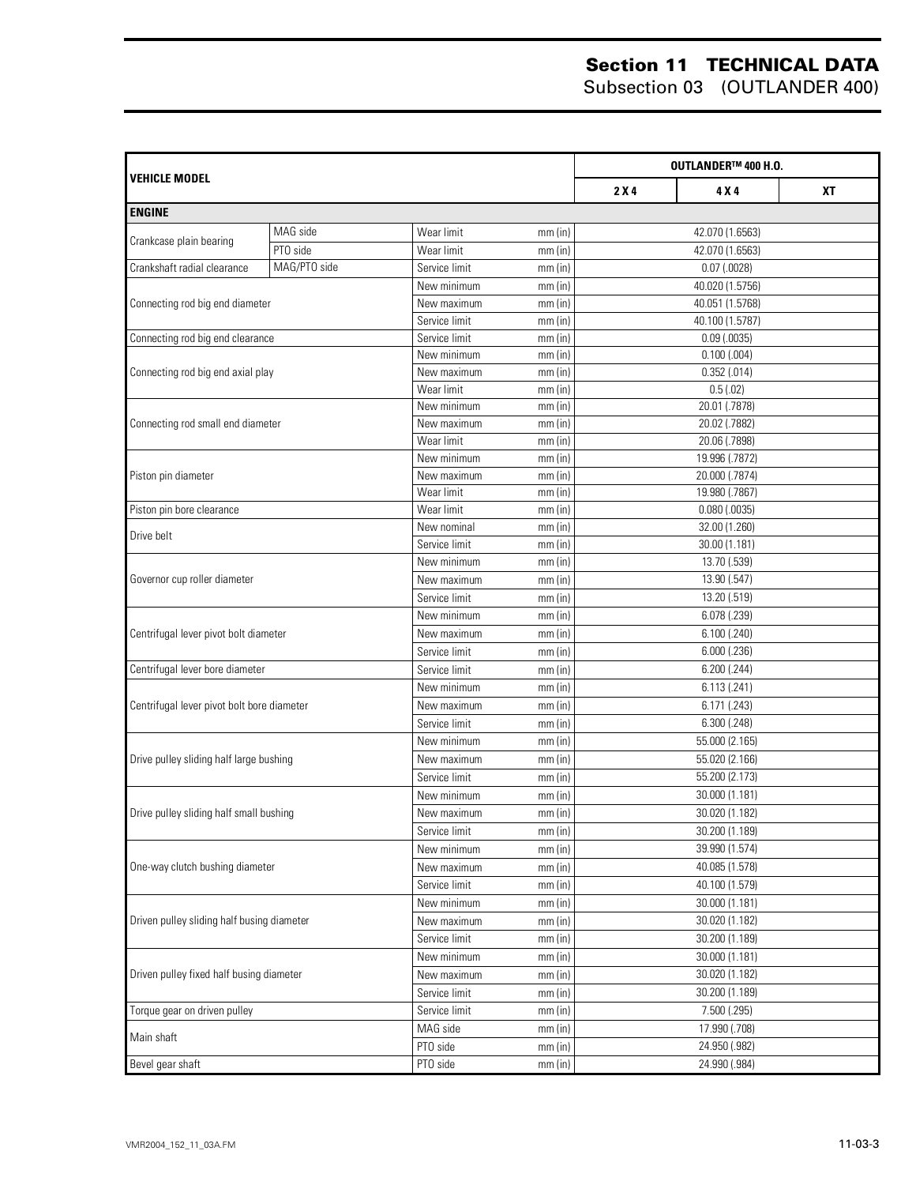| VEHICLE MODEL | | | | OUTLANDER™ 400 H.O. | | |
|---|---|---|---|---|---|---|
| | | | | 2 X 4 | 4 X 4 | XT |
| **ENGINE** | | | | | | |
| Crankcase plain bearing | MAG side | Wear limit | mm (in) | 42.070 (1.6563) | | |
| | PTO side | Wear limit | mm (in) | 42.070 (1.6563) | | |
| Crankshaft radial clearance | MAG/PTO side | Service limit | mm (in) | 0.07 (.0028) | | |
| Connecting rod big end diameter | | New minimum | mm (in) | 40.020 (1.5756) | | |
| | | New maximum | mm (in) | 40.051 (1.5768) | | |
| | | Service limit | mm (in) | 40.100 (1.5787) | | |
| Connecting rod big end clearance | | Service limit | mm (in) | 0.09 (.0035) | | |
| Connecting rod big end axial play | | New minimum | mm (in) | 0.100 (.004) | | |
| | | New maximum | mm (in) | 0.352 (.014) | | |
| | | Wear limit | mm (in) | 0.5 (.02) | | |
| Connecting rod small end diameter | | New minimum | mm (in) | 20.01 (.7878) | | |
| | | New maximum | mm (in) | 20.02 (.7882) | | |
| | | Wear limit | mm (in) | 20.06 (.7898) | | |
| Piston pin diameter | | New minimum | mm (in) | 19.996 (.7872) | | |
| | | New maximum | mm (in) | 20.000 (.7874) | | |
| | | Wear limit | mm (in) | 19.980 (.7867) | | |
| Piston pin bore clearance | | Wear limit | mm (in) | 0.080 (.0035) | | |
| Drive belt | | New nominal | mm (in) | 32.00 (1.260) | | |
| | | Service limit | mm (in) | 30.00 (1.181) | | |
| Governor cup roller diameter | | New minimum | mm (in) | 13.70 (.539) | | |
| | | New maximum | mm (in) | 13.90 (.547) | | |
| | | Service limit | mm (in) | 13.20 (.519) | | |
| Centrifugal lever pivot bolt diameter | | New minimum | mm (in) | 6.078 (.239) | | |
| | | New maximum | mm (in) | 6.100 (.240) | | |
| | | Service limit | mm (in) | 6.000 (.236) | | |
| Centrifugal lever bore diameter | | Service limit | mm (in) | 6.200 (.244) | | |
| Centrifugal lever pivot bolt bore diameter | | New minimum | mm (in) | 6.113 (.241) | | |
| | | New maximum | mm (in) | 6.171 (.243) | | |
| | | Service limit | mm (in) | 6.300 (.248) | | |
| Drive pulley sliding half large bushing | | New minimum | mm (in) | 55.000 (2.165) | | |
| | | New maximum | mm (in) | 55.020 (2.166) | | |
| | | Service limit | mm (in) | 55.200 (2.173) | | |
| Drive pulley sliding half small bushing | | New minimum | mm (in) | 30.000 (1.181) | | |
| | | New maximum | mm (in) | 30.020 (1.182) | | |
| | | Service limit | mm (in) | 30.200 (1.189) | | |
| One-way clutch bushing diameter | | New minimum | mm (in) | 39.990 (1.574) | | |
| | | New maximum | mm (in) | 40.085 (1.578) | | |
| | | Service limit | mm (in) | 40.100 (1.579) | | |
| Driven pulley sliding half busing diameter | | New minimum | mm (in) | 30.000 (1.181) | | |
| | | New maximum | mm (in) | 30.020 (1.182) | | |
| | | Service limit | mm (in) | 30.200 (1.189) | | |
| Driven pulley fixed half busing diameter | | New minimum | mm (in) | 30.000 (1.181) | | |
| | | New maximum | mm (in) | 30.020 (1.182) | | |
| | | Service limit | mm (in) | 30.200 (1.189) | | |
| Torque gear on driven pulley | | Service limit | mm (in) | 7.500 (.295) | | |
| Main shaft | | MAG side | mm (in) | 17.990 (.708) | | |
| | | PTO side | mm (in) | 24.950 (.982) | | |
| Bevel gear shaft | | PTO side | mm (in) | 24.990 (.984) | | |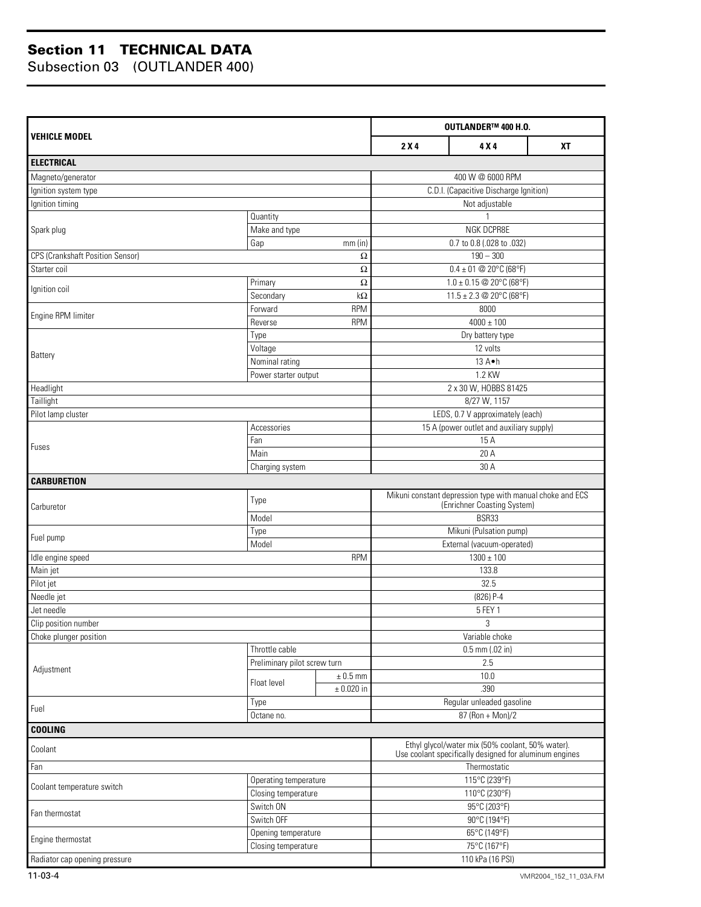## Section 11 TECHNICAL DATA

### Subsection 03 (OUTLANDER 400)

| VEHICLE MODEL | | | OUTLANDER™ 400 H.O. | | |
|---|---|---|---|---|---|
| | | | 2 X 4 | 4 X 4 | XT |
| **ELECTRICAL** | | | | | |
| Magneto/generator | | | 400 W @ 6000 RPM | | |
| Ignition system type | | | C.D.I. (Capacitive Discharge Ignition) | | |
| Ignition timing | | | Not adjustable | | |
| Spark plug | Quantity | | 1 | | |
| | Make and type | | NGK DCPR8E | | |
| | Gap | mm (in) | 0.7 to 0.8 (.028 to .032) | | |
| CPS (Crankshaft Position Sensor) | | Ω | 190 – 300 | | |
| Starter coil | | Ω | 0.4 ± 01 @ 20°C (68°F) | | |
| Ignition coil | Primary | Ω | 1.0 ± 0.15 @ 20°C (68°F) | | |
| | Secondary | kΩ | 11.5 ± 2.3 @ 20°C (68°F) | | |
| Engine RPM limiter | Forward | RPM | 8000 | | |
| | Reverse | RPM | 4000 ± 100 | | |
| Battery | Type | | Dry battery type | | |
| | Voltage | | 12 volts | | |
| | Nominal rating | | 13 A•h | | |
| | Power starter output | | 1.2 KW | | |
| Headlight | | | 2 x 30 W, HOBBS 81425 | | |
| Taillight | | | 8/27 W, 1157 | | |
| Pilot lamp cluster | | | LEDS, 0.7 V approximately (each) | | |
| Fuses | Accessories | | 15 A (power outlet and auxiliary supply) | | |
| | Fan | | 15 A | | |
| | Main | | 20 A | | |
| | Charging system | | 30 A | | |
| **CARBURETION** | | | | | |
| Carburetor | Type | | Mikuni constant depression type with manual choke and ECS (Enrichner Coasting System) | | |
| | Model | | BSR33 | | |
| Fuel pump | Type | | Mikuni (Pulsation pump) | | |
| | Model | | External (vacuum-operated) | | |
| Idle engine speed | | RPM | 1300 ± 100 | | |
| Main jet | | | 133.8 | | |
| Pilot jet | | | 32.5 | | |
| Needle jet | | | (826) P-4 | | |
| Jet needle | | | 5 FEY 1 | | |
| Clip position number | | | 3 | | |
| Choke plunger position | | | Variable choke | | |
| Adjustment | Throttle cable | | 0.5 mm (.02 in) | | |
| | Preliminary pilot screw turn | | 2.5 | | |
| | Float level | ± 0.5 mm | 10.0 | | |
| | | ± 0.020 in | .390 | | |
| Fuel | Type | | Regular unleaded gasoline | | |
| | Octane no. | | 87 (Ron + Mon)/2 | | |
| **COOLING** | | | | | |
| Coolant | | | Ethyl glycol/water mix (50% coolant, 50% water). Use coolant specifically designed for aluminum engines | | |
| Fan | | | Thermostatic | | |
| Coolant temperature switch | Operating temperature | | 115°C (239°F) | | |
| | Closing temperature | | 110°C (230°F) | | |
| Fan thermostat | Switch ON | | 95°C (203°F) | | |
| | Switch OFF | | 90°C (194°F) | | |
| Engine thermostat | Opening temperature | | 65°C (149°F) | | |
| | Closing temperature | | 75°C (167°F) | | |
| Radiator cap opening pressure | | | 110 kPa (16 PSI) | | |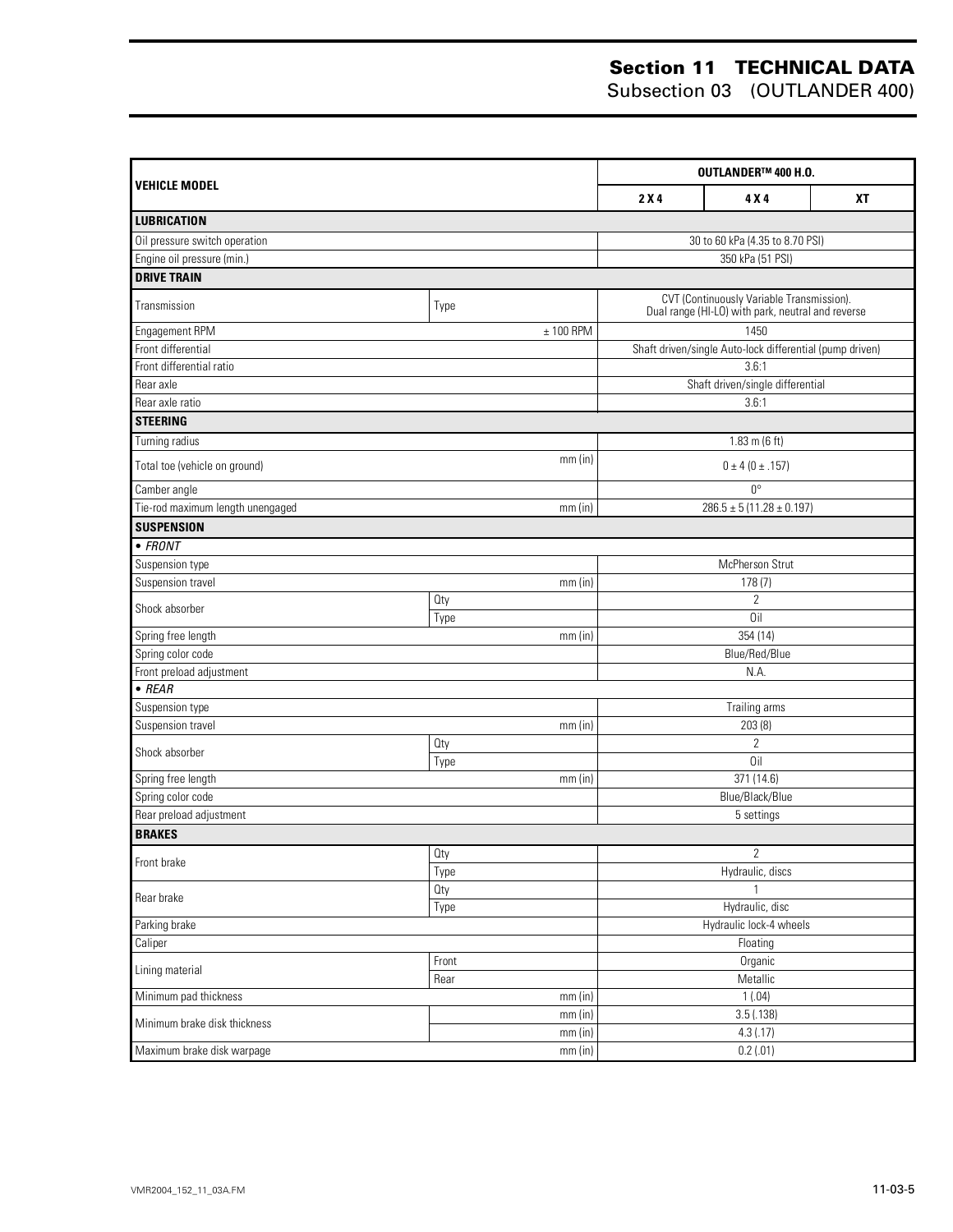| VEHICLE MODEL | | | OUTLANDER™ 400 H.O. | | |
|---|---|---|---|---|---|
| | | | 2 X 4 | 4 X 4 | XT |
| **LUBRICATION** | | | | | |
| Oil pressure switch operation | | | 30 to 60 kPa (4.35 to 8.70 PSI) | | |
| Engine oil pressure (min.) | | | 350 kPa (51 PSI) | | |
| **DRIVE TRAIN** | | | | | |
| Transmission | Type | | CVT (Continuously Variable Transmission). Dual range (HI-LO) with park, neutral and reverse | | |
| Engagement RPM | | ± 100 RPM | 1450 | | |
| Front differential | | | Shaft driven/single Auto-lock differential (pump driven) | | |
| Front differential ratio | | | 3.6:1 | | |
| Rear axle | | | Shaft driven/single differential | | |
| Rear axle ratio | | | 3.6:1 | | |
| **STEERING** | | | | | |
| Turning radius | | | 1.83 m (6 ft) | | |
| Total toe (vehicle on ground) | | mm (in) | 0 ± 4 (0 ± .157) | | |
| Camber angle | | | 0° | | |
| Tie-rod maximum length unengaged | | mm (in) | 286.5 ± 5 (11.28 ± 0.197) | | |
| **SUSPENSION** | | | | | |
| • *FRONT* | | | | | |
| Suspension type | | | McPherson Strut | | |
| Suspension travel | | mm (in) | 178 (7) | | |
| Shock absorber | Qty | | 2 | | |
| | Type | | Oil | | |
| Spring free length | | mm (in) | 354 (14) | | |
| Spring color code | | | Blue/Red/Blue | | |
| Front preload adjustment | | | N.A. | | |
| • *REAR* | | | | | |
| Suspension type | | | Trailing arms | | |
| Suspension travel | | mm (in) | 203 (8) | | |
| Shock absorber | Qty | | 2 | | |
| | Type | | Oil | | |
| Spring free length | | mm (in) | 371 (14.6) | | |
| Spring color code | | | Blue/Black/Blue | | |
| Rear preload adjustment | | | 5 settings | | |
| **BRAKES** | | | | | |
| Front brake | Qty | | 2 | | |
| | Type | | Hydraulic, discs | | |
| Rear brake | Qty | | 1 | | |
| | Type | | Hydraulic, disc | | |
| Parking brake | | | Hydraulic lock-4 wheels | | |
| Caliper | | | Floating | | |
| Lining material | Front | | Organic | | |
| | Rear | | Metallic | | |
| Minimum pad thickness | | mm (in) | 1 (.04) | | |
| Minimum brake disk thickness | | mm (in) | 3.5 (.138) | | |
| | | mm (in) | 4.3 (.17) | | |
| Maximum brake disk warpage | | mm (in) | 0.2 (.01) | | |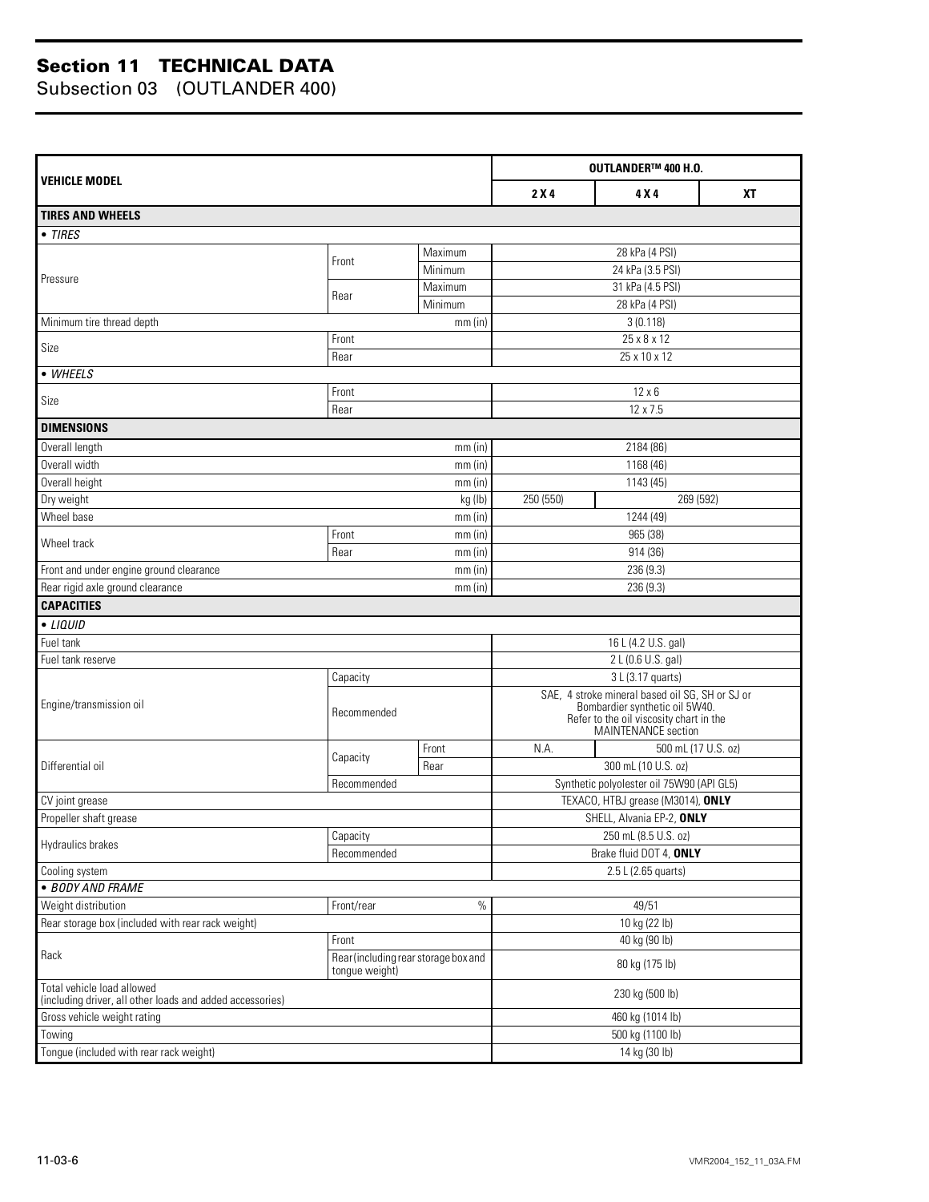# Section 11 TECHNICAL DATA
## Subsection 03 (OUTLANDER 400)

| VEHICLE MODEL | | | OUTLANDER™ 400 H.O. | | |
|---|---|---|---|---|---|
| | | | **2 X 4** | **4 X 4** | **XT** |
| **TIRES AND WHEELS** | | | | | |
| • *TIRES* | | | | | |
| Pressure | Front | Maximum | 28 kPa (4 PSI) | | |
| | | Minimum | 24 kPa (3.5 PSI) | | |
| | Rear | Maximum | 31 kPa (4.5 PSI) | | |
| | | Minimum | 28 kPa (4 PSI) | | |
| Minimum tire thread depth | | mm (in) | 3 (0.118) | | |
| Size | Front | | 25 x 8 x 12 | | |
| | Rear | | 25 x 10 x 12 | | |
| • *WHEELS* | | | | | |
| Size | Front | | 12 x 6 | | |
| | Rear | | 12 x 7.5 | | |
| **DIMENSIONS** | | | | | |
| Overall length | | mm (in) | 2184 (86) | | |
| Overall width | | mm (in) | 1168 (46) | | |
| Overall height | | mm (in) | 1143 (45) | | |
| Dry weight | | kg (lb) | 250 (550) | 269 (592) | |
| Wheel base | | mm (in) | 1244 (49) | | |
| Wheel track | Front | mm (in) | 965 (38) | | |
| | Rear | mm (in) | 914 (36) | | |
| Front and under engine ground clearance | | mm (in) | 236 (9.3) | | |
| Rear rigid axle ground clearance | | mm (in) | 236 (9.3) | | |
| **CAPACITIES** | | | | | |
| • *LIQUID* | | | | | |
| Fuel tank | | | 16 L (4.2 U.S. gal) | | |
| Fuel tank reserve | | | 2 L (0.6 U.S. gal) | | |
| Engine/transmission oil | Capacity | | 3 L (3.17 quarts) | | |
| | Recommended | | SAE, 4 stroke mineral based oil SG, SH or SJ or Bombardier synthetic oil 5W40. Refer to the oil viscosity chart in the MAINTENANCE section | | |
| Differential oil | Capacity | Front | N.A. | 500 mL (17 U.S. oz) | |
| | | Rear | 300 mL (10 U.S. oz) | | |
| | Recommended | | Synthetic polyolester oil 75W90 (API GL5) | | |
| CV joint grease | | | TEXACO, HTBJ grease (M3014), **ONLY** | | |
| Propeller shaft grease | | | SHELL, Alvania EP-2, **ONLY** | | |
| Hydraulics brakes | Capacity | | 250 mL (8.5 U.S. oz) | | |
| | Recommended | | Brake fluid DOT 4, **ONLY** | | |
| Cooling system | | | 2.5 L (2.65 quarts) | | |
| • *BODY AND FRAME* | | | | | |
| Weight distribution | Front/rear | % | 49/51 | | |
| Rear storage box (included with rear rack weight) | | | 10 kg (22 lb) | | |
| Rack | Front | | 40 kg (90 lb) | | |
| | Rear (including rear storage box and tongue weight) | | 80 kg (175 lb) | | |
| Total vehicle load allowed (including driver, all other loads and added accessories) | | | 230 kg (500 lb) | | |
| Gross vehicle weight rating | | | 460 kg (1014 lb) | | |
| Towing | | | 500 kg (1100 lb) | | |
| Tongue (included with rear rack weight) | | | 14 kg (30 lb) | | |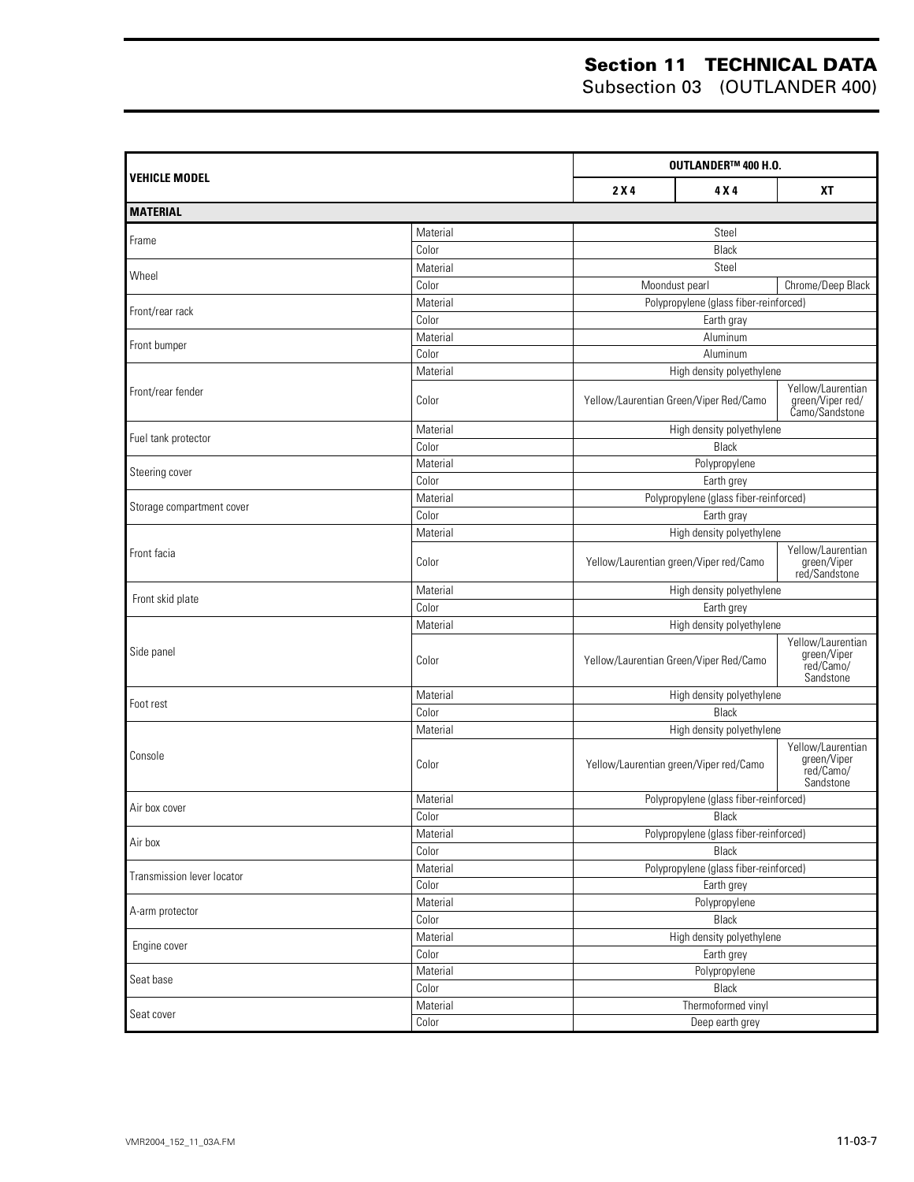## Section 11 TECHNICAL DATA
### Subsection 03 (OUTLANDER 400)

| VEHICLE MODEL | | OUTLANDER™ 400 H.O. | | |
|---|---|---|---|---|
| | | **2 X 4** | **4 X 4** | **XT** |
| **MATERIAL** | | | | |
| Frame | Material | Steel | | |
| | Color | Black | | |
| Wheel | Material | Steel | | |
| | Color | Moondust pearl | | Chrome/Deep Black |
| Front/rear rack | Material | Polypropylene (glass fiber-reinforced) | | |
| | Color | Earth gray | | |
| Front bumper | Material | Aluminum | | |
| | Color | Aluminum | | |
| Front/rear fender | Material | High density polyethylene | | |
| | Color | Yellow/Laurentian Green/Viper Red/Camo | | Yellow/Laurentian green/Viper red/ Camo/Sandstone |
| Fuel tank protector | Material | High density polyethylene | | |
| | Color | Black | | |
| Steering cover | Material | Polypropylene | | |
| | Color | Earth grey | | |
| Storage compartment cover | Material | Polypropylene (glass fiber-reinforced) | | |
| | Color | Earth gray | | |
| Front facia | Material | High density polyethylene | | |
| | Color | Yellow/Laurentian green/Viper red/Camo | | Yellow/Laurentian green/Viper red/Sandstone |
| Front skid plate | Material | High density polyethylene | | |
| | Color | Earth grey | | |
| Side panel | Material | High density polyethylene | | |
| | Color | Yellow/Laurentian Green/Viper Red/Camo | | Yellow/Laurentian green/Viper red/Camo/ Sandstone |
| Foot rest | Material | High density polyethylene | | |
| | Color | Black | | |
| Console | Material | High density polyethylene | | |
| | Color | Yellow/Laurentian green/Viper red/Camo | | Yellow/Laurentian green/Viper red/Camo/ Sandstone |
| Air box cover | Material | Polypropylene (glass fiber-reinforced) | | |
| | Color | Black | | |
| Air box | Material | Polypropylene (glass fiber-reinforced) | | |
| | Color | Black | | |
| Transmission lever locator | Material | Polypropylene (glass fiber-reinforced) | | |
| | Color | Earth grey | | |
| A-arm protector | Material | Polypropylene | | |
| | Color | Black | | |
| Engine cover | Material | High density polyethylene | | |
| | Color | Earth grey | | |
| Seat base | Material | Polypropylene | | |
| | Color | Black | | |
| Seat cover | Material | Thermoformed vinyl | | |
| | Color | Deep earth grey | | |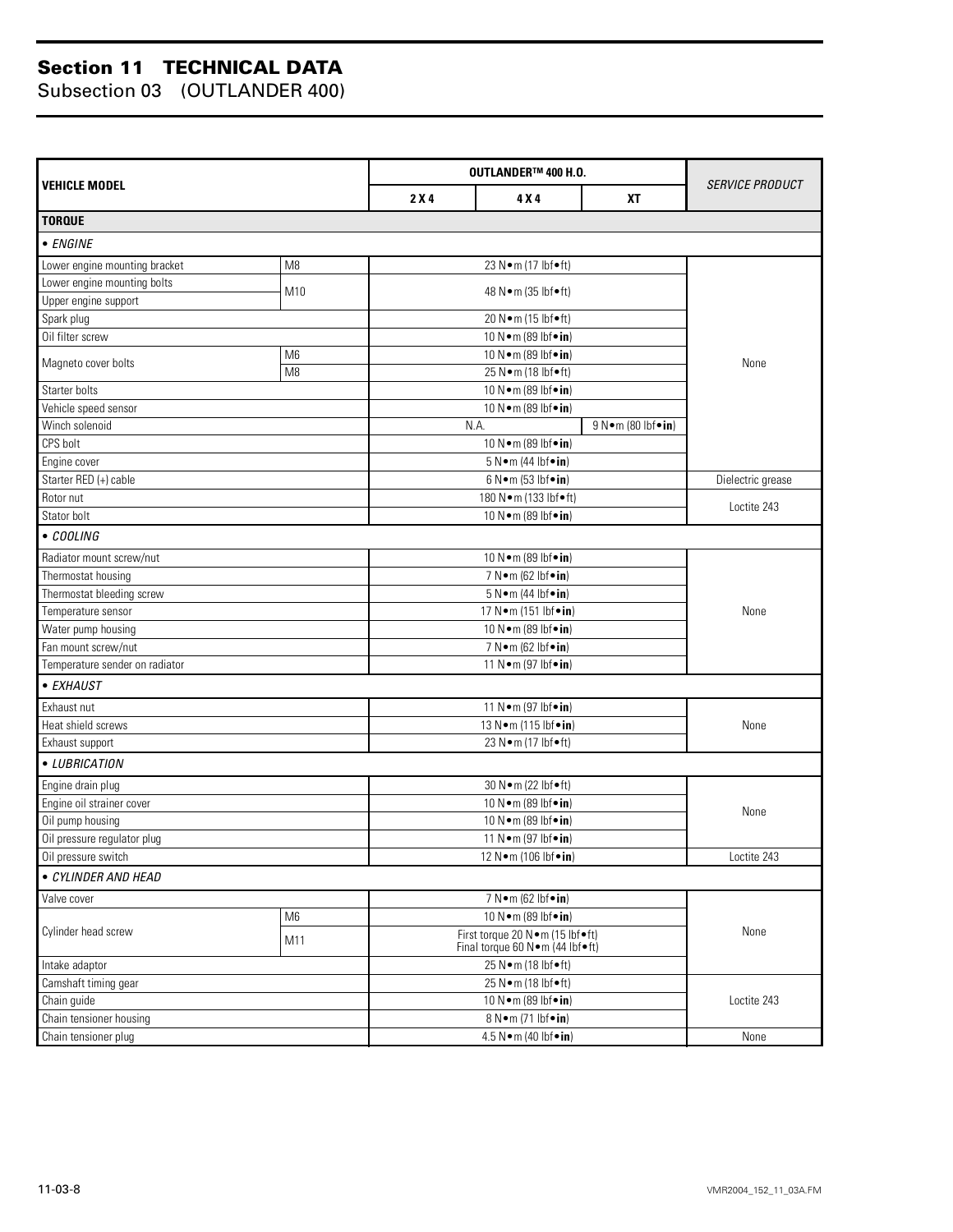# Section 11 TECHNICAL DATA
## Subsection 03 (OUTLANDER 400)

| VEHICLE MODEL | | OUTLANDER™ 400 H.O. | | | SERVICE PRODUCT |
|---|---|---|---|---|---|
| | | 2 X 4 | 4 X 4 | XT | |
| **TORQUE** | | | | | |
| • *ENGINE* | | | | | |
| Lower engine mounting bracket | M8 | 23 N•m (17 lbf•ft) | | | None |
| Lower engine mounting bolts | M10 | 48 N•m (35 lbf•ft) | | | None |
| Upper engine support | M10 | 48 N•m (35 lbf•ft) | | | None |
| Spark plug | | 20 N•m (15 lbf•ft) | | | None |
| Oil filter screw | | 10 N•m (89 lbf•**in**) | | | None |
| Magneto cover bolts | M6 | 10 N•m (89 lbf•**in**) | | | None |
| | M8 | 25 N•m (18 lbf•ft) | | | None |
| Starter bolts | | 10 N•m (89 lbf•**in**) | | | None |
| Vehicle speed sensor | | 10 N•m (89 lbf•**in**) | | | None |
| Winch solenoid | | N.A. | | 9 N•m (80 lbf•**in**) | None |
| CPS bolt | | 10 N•m (89 lbf•**in**) | | | None |
| Engine cover | | 5 N•m (44 lbf•**in**) | | | None |
| Starter RED (+) cable | | 6 N•m (53 lbf•**in**) | | | Dielectric grease |
| Rotor nut | | 180 N•m (133 lbf•ft) | | | Loctite 243 |
| Stator bolt | | 10 N•m (89 lbf•**in**) | | | Loctite 243 |
| • *COOLING* | | | | | |
| Radiator mount screw/nut | | 10 N•m (89 lbf•**in**) | | | None |
| Thermostat housing | | 7 N•m (62 lbf•**in**) | | | None |
| Thermostat bleeding screw | | 5 N•m (44 lbf•**in**) | | | None |
| Temperature sensor | | 17 N•m (151 lbf•**in**) | | | None |
| Water pump housing | | 10 N•m (89 lbf•**in**) | | | None |
| Fan mount screw/nut | | 7 N•m (62 lbf•**in**) | | | None |
| Temperature sender on radiator | | 11 N•m (97 lbf•**in**) | | | None |
| • *EXHAUST* | | | | | |
| Exhaust nut | | 11 N•m (97 lbf•**in**) | | | None |
| Heat shield screws | | 13 N•m (115 lbf•**in**) | | | None |
| Exhaust support | | 23 N•m (17 lbf•ft) | | | None |
| • *LUBRICATION* | | | | | |
| Engine drain plug | | 30 N•m (22 lbf•ft) | | | None |
| Engine oil strainer cover | | 10 N•m (89 lbf•**in**) | | | None |
| Oil pump housing | | 10 N•m (89 lbf•**in**) | | | None |
| Oil pressure regulator plug | | 11 N•m (97 lbf•**in**) | | | None |
| Oil pressure switch | | 12 N•m (106 lbf•**in**) | | | Loctite 243 |
| • *CYLINDER AND HEAD* | | | | | |
| Valve cover | | 7 N•m (62 lbf•**in**) | | | None |
| Cylinder head screw | M6 | 10 N•m (89 lbf•**in**) | | | None |
| | M11 | First torque 20 N•m (15 lbf•ft) Final torque 60 N•m (44 lbf•ft) | | | None |
| Intake adaptor | | 25 N•m (18 lbf•ft) | | | None |
| Camshaft timing gear | | 25 N•m (18 lbf•ft) | | | Loctite 243 |
| Chain guide | | 10 N•m (89 lbf•**in**) | | | Loctite 243 |
| Chain tensioner housing | | 8 N•m (71 lbf•**in**) | | | Loctite 243 |
| Chain tensioner plug | | 4.5 N•m (40 lbf•**in**) | | | None |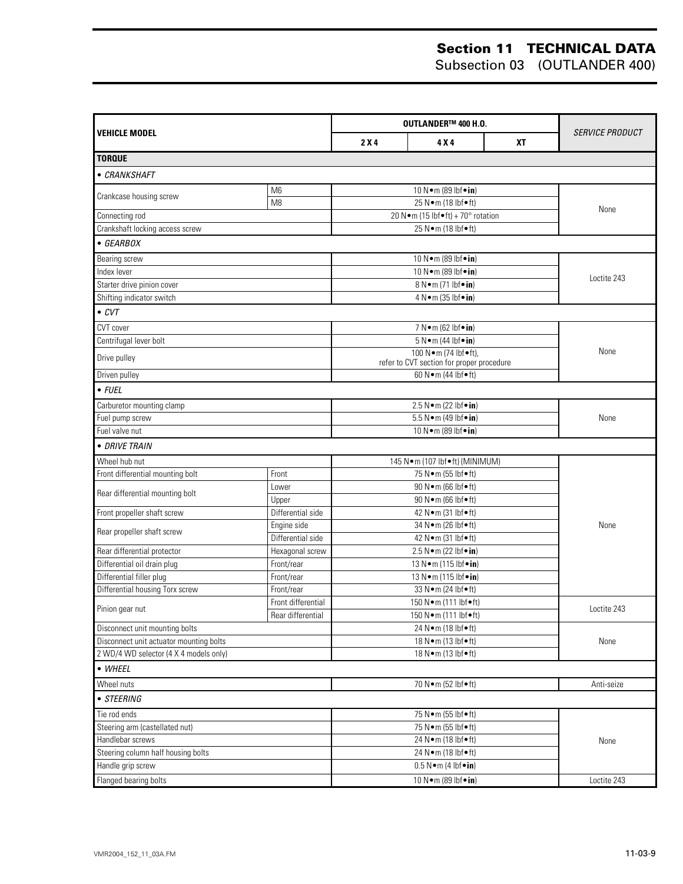| VEHICLE MODEL | | OUTLANDER™ 400 H.O. | | | SERVICE PRODUCT |
|---|---|---|---|---|---|
| | | 2 X 4 | 4 X 4 | XT | |
| **TORQUE** | | | | | |
| • *CRANKSHAFT* | | | | | |
| Crankcase housing screw | M6 | 10 N•m (89 lbf•**in**) | | | None |
| | M8 | 25 N•m (18 lbf•ft) | | | |
| Connecting rod | | 20 N•m (15 lbf•ft) + 70° rotation | | | |
| Crankshaft locking access screw | | 25 N•m (18 lbf•ft) | | | |
| • *GEARBOX* | | | | | |
| Bearing screw | | 10 N•m (89 lbf•**in**) | | | Loctite 243 |
| Index lever | | 10 N•m (89 lbf•**in**) | | | |
| Starter drive pinion cover | | 8 N•m (71 lbf•**in**) | | | |
| Shifting indicator switch | | 4 N•m (35 lbf•**in**) | | | |
| • *CVT* | | | | | |
| CVT cover | | 7 N•m (62 lbf•**in**) | | | None |
| Centrifugal lever bolt | | 5 N•m (44 lbf•**in**) | | | |
| Drive pulley | | 100 N•m (74 lbf•ft), refer to CVT section for proper procedure | | | |
| Driven pulley | | 60 N•m (44 lbf•ft) | | | |
| • *FUEL* | | | | | |
| Carburetor mounting clamp | | 2.5 N•m (22 lbf•**in**) | | | None |
| Fuel pump screw | | 5.5 N•m (49 lbf•**in**) | | | |
| Fuel valve nut | | 10 N•m (89 lbf•**in**) | | | |
| • *DRIVE TRAIN* | | | | | |
| Wheel hub nut | | 145 N•m (107 lbf•ft) (MINIMUM) | | | None |
| Front differential mounting bolt | Front | 75 N•m (55 lbf•ft) | | | |
| Rear differential mounting bolt | Lower | 90 N•m (66 lbf•ft) | | | |
| | Upper | 90 N•m (66 lbf•ft) | | | |
| Front propeller shaft screw | Differential side | 42 N•m (31 lbf•ft) | | | |
| Rear propeller shaft screw | Engine side | 34 N•m (26 lbf•ft) | | | |
| | Differential side | 42 N•m (31 lbf•ft) | | | |
| Rear differential protector | Hexagonal screw | 2.5 N•m (22 lbf•**in**) | | | |
| Differential oil drain plug | Front/rear | 13 N•m (115 lbf•**in**) | | | |
| Differential filler plug | Front/rear | 13 N•m (115 lbf•**in**) | | | |
| Differential housing Torx screw | Front/rear | 33 N•m (24 lbf•ft) | | | |
| Pinion gear nut | Front differential | 150 N•m (111 lbf•ft) | | | Loctite 243 |
| | Rear differential | 150 N•m (111 lbf•ft) | | | |
| Disconnect unit mounting bolts | | 24 N•m (18 lbf•ft) | | | None |
| Disconnect unit actuator mounting bolts | | 18 N•m (13 lbf•ft) | | | |
| 2 WD/4 WD selector (4 X 4 models only) | | 18 N•m (13 lbf•ft) | | | |
| • *WHEEL* | | | | | |
| Wheel nuts | | 70 N•m (52 lbf•ft) | | | Anti-seize |
| • *STEERING* | | | | | |
| Tie rod ends | | 75 N•m (55 lbf•ft) | | | None |
| Steering arm (castellated nut) | | 75 N•m (55 lbf•ft) | | | |
| Handlebar screws | | 24 N•m (18 lbf•ft) | | | |
| Steering column half housing bolts | | 24 N•m (18 lbf•ft) | | | |
| Handle grip screw | | 0.5 N•m (4 lbf•**in**) | | | |
| Flanged bearing bolts | | 10 N•m (89 lbf•**in**) | | | Loctite 243 |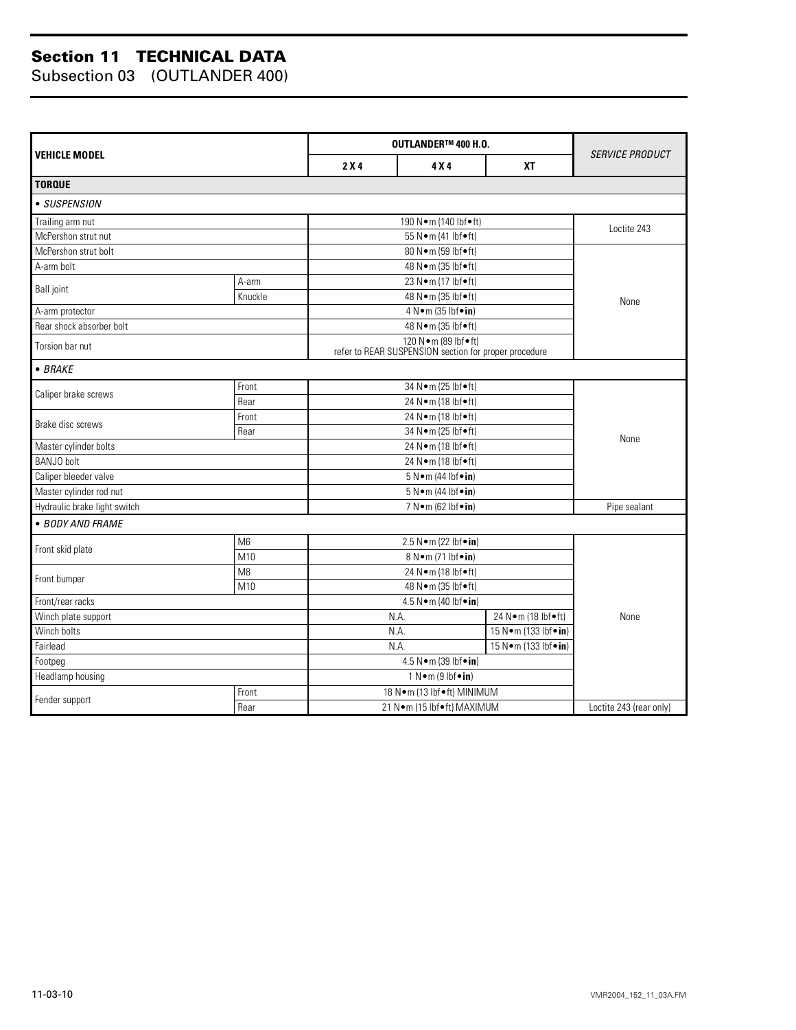# Section 11 TECHNICAL DATA

## Subsection 03 (OUTLANDER 400)

| VEHICLE MODEL | | OUTLANDER™ 400 H.O. | | | SERVICE PRODUCT |
|---|---|---|---|---|---|
| | | 2 X 4 | 4 X 4 | XT | |
| **TORQUE** | | | | | |
| • *SUSPENSION* | | | | | |
| Trailing arm nut | | 190 N•m (140 lbf•ft) | | | Loctite 243 |
| McPershon strut nut | | 55 N•m (41 lbf•ft) | | | Loctite 243 |
| McPershon strut bolt | | 80 N•m (59 lbf•ft) | | | None |
| A-arm bolt | | 48 N•m (35 lbf•ft) | | | None |
| Ball joint | A-arm | 23 N•m (17 lbf•ft) | | | None |
| | Knuckle | 48 N•m (35 lbf•ft) | | | None |
| A-arm protector | | 4 N•m (35 lbf•**in**) | | | None |
| Rear shock absorber bolt | | 48 N•m (35 lbf•ft) | | | None |
| Torsion bar nut | | 120 N•m (89 lbf•ft) refer to REAR SUSPENSION section for proper procedure | | | None |
| • *BRAKE* | | | | | |
| Caliper brake screws | Front | 34 N•m (25 lbf•ft) | | | None |
| | Rear | 24 N•m (18 lbf•ft) | | | None |
| Brake disc screws | Front | 24 N•m (18 lbf•ft) | | | None |
| | Rear | 34 N•m (25 lbf•ft) | | | None |
| Master cylinder bolts | | 24 N•m (18 lbf•ft) | | | None |
| BANJO bolt | | 24 N•m (18 lbf•ft) | | | None |
| Caliper bleeder valve | | 5 N•m (44 lbf•**in**) | | | None |
| Master cylinder rod nut | | 5 N•m (44 lbf•**in**) | | | None |
| Hydraulic brake light switch | | 7 N•m (62 lbf•**in**) | | | Pipe sealant |
| • *BODY AND FRAME* | | | | | |
| Front skid plate | M6 | 2.5 N•m (22 lbf•**in**) | | | None |
| | M10 | 8 N•m (71 lbf•**in**) | | | None |
| Front bumper | M8 | 24 N•m (18 lbf•ft) | | | None |
| | M10 | 48 N•m (35 lbf•ft) | | | None |
| Front/rear racks | | 4.5 N•m (40 lbf•**in**) | | | None |
| Winch plate support | | N.A. | | 24 N•m (18 lbf•ft) | None |
| Winch bolts | | N.A. | | 15 N•m (133 lbf•**in**) | None |
| Fairlead | | N.A. | | 15 N•m (133 lbf•**in**) | None |
| Footpeg | | 4.5 N•m (39 lbf•**in**) | | | None |
| Headlamp housing | | 1 N•m (9 lbf•**in**) | | | None |
| Fender support | Front | 18 N•m (13 lbf•ft) MINIMUM | | | None |
| | Rear | 21 N•m (15 lbf•ft) MAXIMUM | | | Loctite 243 (rear only) |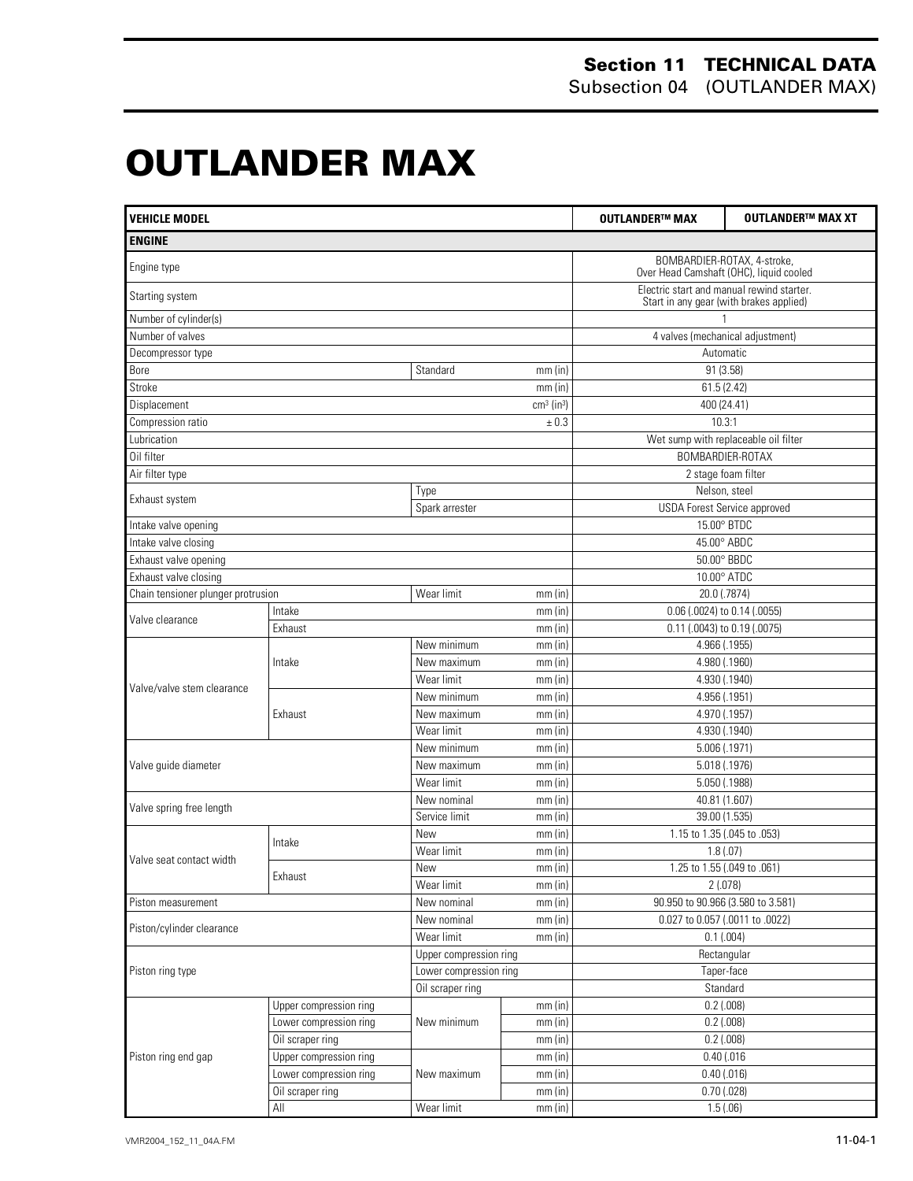# OUTLANDER MAX

| VEHICLE MODEL | | | | OUTLANDER™ MAX | OUTLANDER™ MAX XT |
|---|---|---|---|---|---|
| **ENGINE** | | | | | |
| Engine type | | | | BOMBARDIER-ROTAX, 4-stroke, Over Head Camshaft (OHC), liquid cooled | |
| Starting system | | | | Electric start and manual rewind starter. Start in any gear (with brakes applied) | |
| Number of cylinder(s) | | | | 1 | |
| Number of valves | | | | 4 valves (mechanical adjustment) | |
| Decompressor type | | | | Automatic | |
| Bore | | Standard | mm (in) | 91 (3.58) | |
| Stroke | | | mm (in) | 61.5 (2.42) | |
| Displacement | | | $cm^3$ ($in^3$) | 400 (24.41) | |
| Compression ratio | | | ± 0.3 | 10.3:1 | |
| Lubrication | | | | Wet sump with replaceable oil filter | |
| Oil filter | | | | BOMBARDIER-ROTAX | |
| Air filter type | | | | 2 stage foam filter | |
| Exhaust system | | Type | | Nelson, steel | |
| | | Spark arrester | | USDA Forest Service approved | |
| Intake valve opening | | | | 15.00° BTDC | |
| Intake valve closing | | | | 45.00° ABDC | |
| Exhaust valve opening | | | | 50.00° BBDC | |
| Exhaust valve closing | | | | 10.00° ATDC | |
| Chain tensioner plunger protrusion | | Wear limit | mm (in) | 20.0 (.7874) | |
| Valve clearance | Intake | | mm (in) | 0.06 (.0024) to 0.14 (.0055) | |
| | Exhaust | | mm (in) | 0.11 (.0043) to 0.19 (.0075) | |
| Valve/valve stem clearance | Intake | New minimum | mm (in) | 4.966 (.1955) | |
| | | New maximum | mm (in) | 4.980 (.1960) | |
| | | Wear limit | mm (in) | 4.930 (.1940) | |
| | Exhaust | New minimum | mm (in) | 4.956 (.1951) | |
| | | New maximum | mm (in) | 4.970 (.1957) | |
| | | Wear limit | mm (in) | 4.930 (.1940) | |
| Valve guide diameter | | New minimum | mm (in) | 5.006 (.1971) | |
| | | New maximum | mm (in) | 5.018 (.1976) | |
| | | Wear limit | mm (in) | 5.050 (.1988) | |
| Valve spring free length | | New nominal | mm (in) | 40.81 (1.607) | |
| | | Service limit | mm (in) | 39.00 (1.535) | |
| Valve seat contact width | Intake | New | mm (in) | 1.15 to 1.35 (.045 to .053) | |
| | | Wear limit | mm (in) | 1.8 (.07) | |
| | Exhaust | New | mm (in) | 1.25 to 1.55 (.049 to .061) | |
| | | Wear limit | mm (in) | 2 (.078) | |
| Piston measurement | | New nominal | mm (in) | 90.950 to 90.966 (3.580 to 3.581) | |
| Piston/cylinder clearance | | New nominal | mm (in) | 0.027 to 0.057 (.0011 to .0022) | |
| | | Wear limit | mm (in) | 0.1 (.004) | |
| Piston ring type | | Upper compression ring | | Rectangular | |
| | | Lower compression ring | | Taper-face | |
| | | Oil scraper ring | | Standard | |
| Piston ring end gap | Upper compression ring | New minimum | mm (in) | 0.2 (.008) | |
| | Lower compression ring | | mm (in) | 0.2 (.008) | |
| | Oil scraper ring | | mm (in) | 0.2 (.008) | |
| | Upper compression ring | New maximum | mm (in) | 0.40 (.016 | |
| | Lower compression ring | | mm (in) | 0.40 (.016) | |
| | Oil scraper ring | | mm (in) | 0.70 (.028) | |
| | All | Wear limit | mm (in) | 1.5 (.06) | |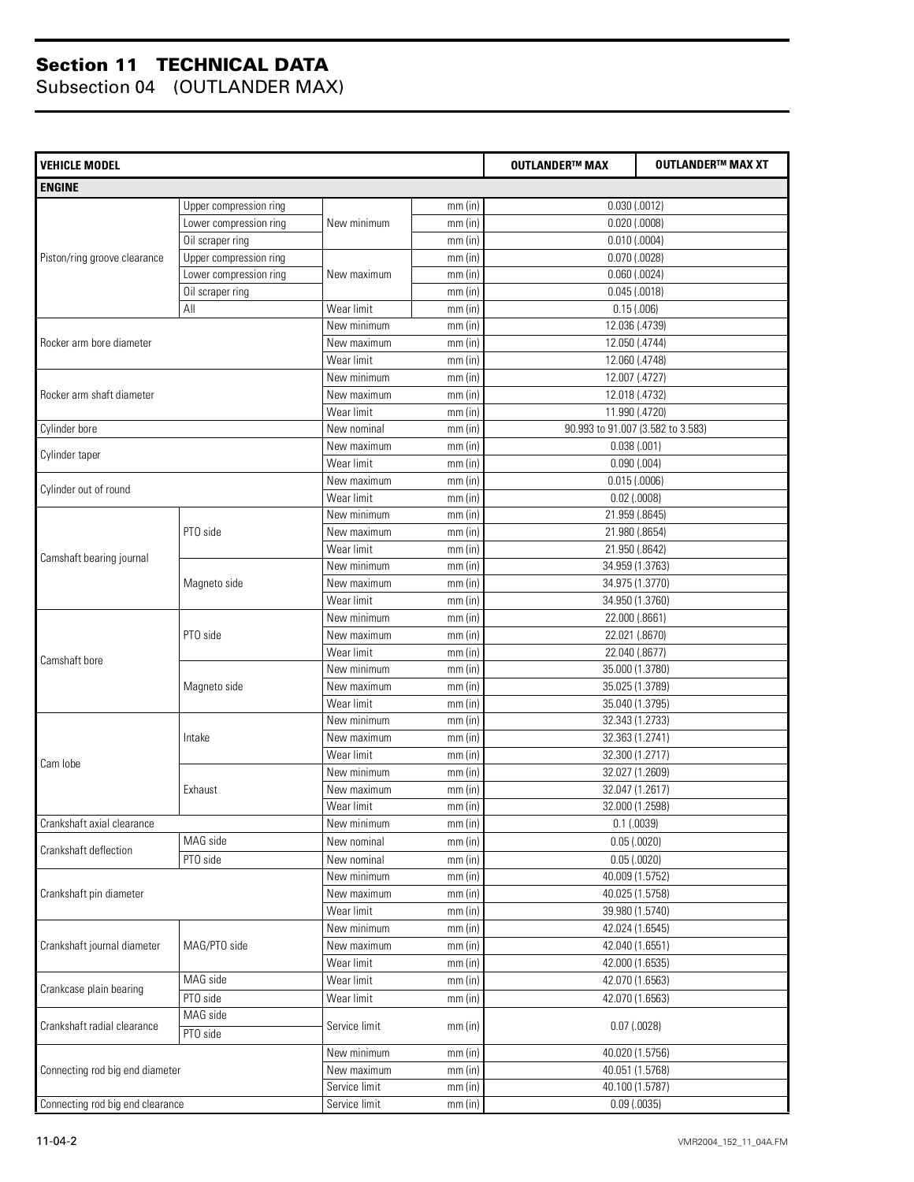# Section 11 TECHNICAL DATA
## Subsection 04 (OUTLANDER MAX)

| VEHICLE MODEL | | | | OUTLANDER™ MAX | OUTLANDER™ MAX XT |
|---|---|---|---|---|---|
| **ENGINE** | | | | | |
| Piston/ring groove clearance | Upper compression ring | New minimum | mm (in) | 0.030 (.0012) | |
| | Lower compression ring | | mm (in) | 0.020 (.0008) | |
| | Oil scraper ring | | mm (in) | 0.010 (.0004) | |
| | Upper compression ring | New maximum | mm (in) | 0.070 (.0028) | |
| | Lower compression ring | | mm (in) | 0.060 (.0024) | |
| | Oil scraper ring | | mm (in) | 0.045 (.0018) | |
| | All | Wear limit | mm (in) | 0.15 (.006) | |
| Rocker arm bore diameter | | New minimum | mm (in) | 12.036 (.4739) | |
| | | New maximum | mm (in) | 12.050 (.4744) | |
| | | Wear limit | mm (in) | 12.060 (.4748) | |
| Rocker arm shaft diameter | | New minimum | mm (in) | 12.007 (.4727) | |
| | | New maximum | mm (in) | 12.018 (.4732) | |
| | | Wear limit | mm (in) | 11.990 (.4720) | |
| Cylinder bore | | New nominal | mm (in) | 90.993 to 91.007 (3.582 to 3.583) | |
| Cylinder taper | | New maximum | mm (in) | 0.038 (.001) | |
| | | Wear limit | mm (in) | 0.090 (.004) | |
| Cylinder out of round | | New maximum | mm (in) | 0.015 (.0006) | |
| | | Wear limit | mm (in) | 0.02 (.0008) | |
| Camshaft bearing journal | PTO side | New minimum | mm (in) | 21.959 (.8645) | |
| | | New maximum | mm (in) | 21.980 (.8654) | |
| | | Wear limit | mm (in) | 21.950 (.8642) | |
| | Magneto side | New minimum | mm (in) | 34.959 (1.3763) | |
| | | New maximum | mm (in) | 34.975 (1.3770) | |
| | | Wear limit | mm (in) | 34.950 (1.3760) | |
| Camshaft bore | PTO side | New minimum | mm (in) | 22.000 (.8661) | |
| | | New maximum | mm (in) | 22.021 (.8670) | |
| | | Wear limit | mm (in) | 22.040 (.8677) | |
| | Magneto side | New minimum | mm (in) | 35.000 (1.3780) | |
| | | New maximum | mm (in) | 35.025 (1.3789) | |
| | | Wear limit | mm (in) | 35.040 (1.3795) | |
| Cam lobe | Intake | New minimum | mm (in) | 32.343 (1.2733) | |
| | | New maximum | mm (in) | 32.363 (1.2741) | |
| | | Wear limit | mm (in) | 32.300 (1.2717) | |
| | Exhaust | New minimum | mm (in) | 32.027 (1.2609) | |
| | | New maximum | mm (in) | 32.047 (1.2617) | |
| | | Wear limit | mm (in) | 32.000 (1.2598) | |
| Crankshaft axial clearance | | New minimum | mm (in) | 0.1 (.0039) | |
| Crankshaft deflection | MAG side | New nominal | mm (in) | 0.05 (.0020) | |
| | PTO side | New nominal | mm (in) | 0.05 (.0020) | |
| Crankshaft pin diameter | | New minimum | mm (in) | 40.009 (1.5752) | |
| | | New maximum | mm (in) | 40.025 (1.5758) | |
| | | Wear limit | mm (in) | 39.980 (1.5740) | |
| Crankshaft journal diameter | MAG/PTO side | New minimum | mm (in) | 42.024 (1.6545) | |
| | | New maximum | mm (in) | 42.040 (1.6551) | |
| | | Wear limit | mm (in) | 42.000 (1.6535) | |
| Crankcase plain bearing | MAG side | Wear limit | mm (in) | 42.070 (1.6563) | |
| | PTO side | Wear limit | mm (in) | 42.070 (1.6563) | |
| Crankshaft radial clearance | MAG side | Service limit | mm (in) | 0.07 (.0028) | |
| | PTO side | | | | |
| Connecting rod big end diameter | | New minimum | mm (in) | 40.020 (1.5756) | |
| | | New maximum | mm (in) | 40.051 (1.5768) | |
| | | Service limit | mm (in) | 40.100 (1.5787) | |
| Connecting rod big end clearance | | Service limit | mm (in) | 0.09 (.0035) | |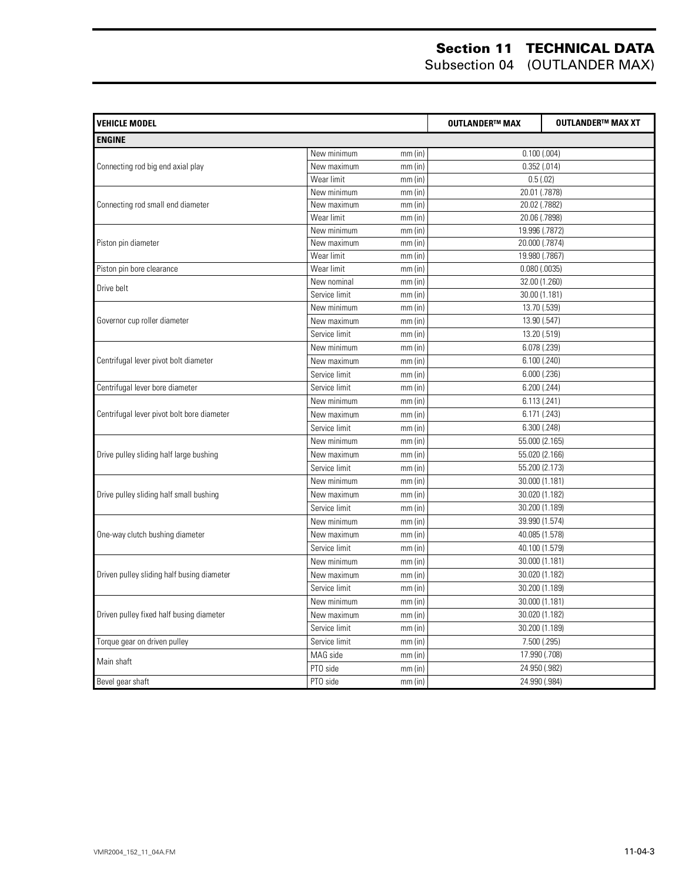| VEHICLE MODEL | | | OUTLANDER™ MAX | OUTLANDER™ MAX XT |
|---|---|---|---|---|
| **ENGINE** | | | | |
| Connecting rod big end axial play | New minimum | mm (in) | 0.100 (.004) | |
| | New maximum | mm (in) | 0.352 (.014) | |
| | Wear limit | mm (in) | 0.5 (.02) | |
| Connecting rod small end diameter | New minimum | mm (in) | 20.01 (.7878) | |
| | New maximum | mm (in) | 20.02 (.7882) | |
| | Wear limit | mm (in) | 20.06 (.7898) | |
| Piston pin diameter | New minimum | mm (in) | 19.996 (.7872) | |
| | New maximum | mm (in) | 20.000 (.7874) | |
| | Wear limit | mm (in) | 19.980 (.7867) | |
| Piston pin bore clearance | Wear limit | mm (in) | 0.080 (.0035) | |
| Drive belt | New nominal | mm (in) | 32.00 (1.260) | |
| | Service limit | mm (in) | 30.00 (1.181) | |
| Governor cup roller diameter | New minimum | mm (in) | 13.70 (.539) | |
| | New maximum | mm (in) | 13.90 (.547) | |
| | Service limit | mm (in) | 13.20 (.519) | |
| Centrifugal lever pivot bolt diameter | New minimum | mm (in) | 6.078 (.239) | |
| | New maximum | mm (in) | 6.100 (.240) | |
| | Service limit | mm (in) | 6.000 (.236) | |
| Centrifugal lever bore diameter | Service limit | mm (in) | 6.200 (.244) | |
| Centrifugal lever pivot bolt bore diameter | New minimum | mm (in) | 6.113 (.241) | |
| | New maximum | mm (in) | 6.171 (.243) | |
| | Service limit | mm (in) | 6.300 (.248) | |
| Drive pulley sliding half large bushing | New minimum | mm (in) | 55.000 (2.165) | |
| | New maximum | mm (in) | 55.020 (2.166) | |
| | Service limit | mm (in) | 55.200 (2.173) | |
| Drive pulley sliding half small bushing | New minimum | mm (in) | 30.000 (1.181) | |
| | New maximum | mm (in) | 30.020 (1.182) | |
| | Service limit | mm (in) | 30.200 (1.189) | |
| One-way clutch bushing diameter | New minimum | mm (in) | 39.990 (1.574) | |
| | New maximum | mm (in) | 40.085 (1.578) | |
| | Service limit | mm (in) | 40.100 (1.579) | |
| Driven pulley sliding half busing diameter | New minimum | mm (in) | 30.000 (1.181) | |
| | New maximum | mm (in) | 30.020 (1.182) | |
| | Service limit | mm (in) | 30.200 (1.189) | |
| Driven pulley fixed half busing diameter | New minimum | mm (in) | 30.000 (1.181) | |
| | New maximum | mm (in) | 30.020 (1.182) | |
| | Service limit | mm (in) | 30.200 (1.189) | |
| Torque gear on driven pulley | Service limit | mm (in) | 7.500 (.295) | |
| Main shaft | MAG side | mm (in) | 17.990 (.708) | |
| | PTO side | mm (in) | 24.950 (.982) | |
| Bevel gear shaft | PTO side | mm (in) | 24.990 (.984) | |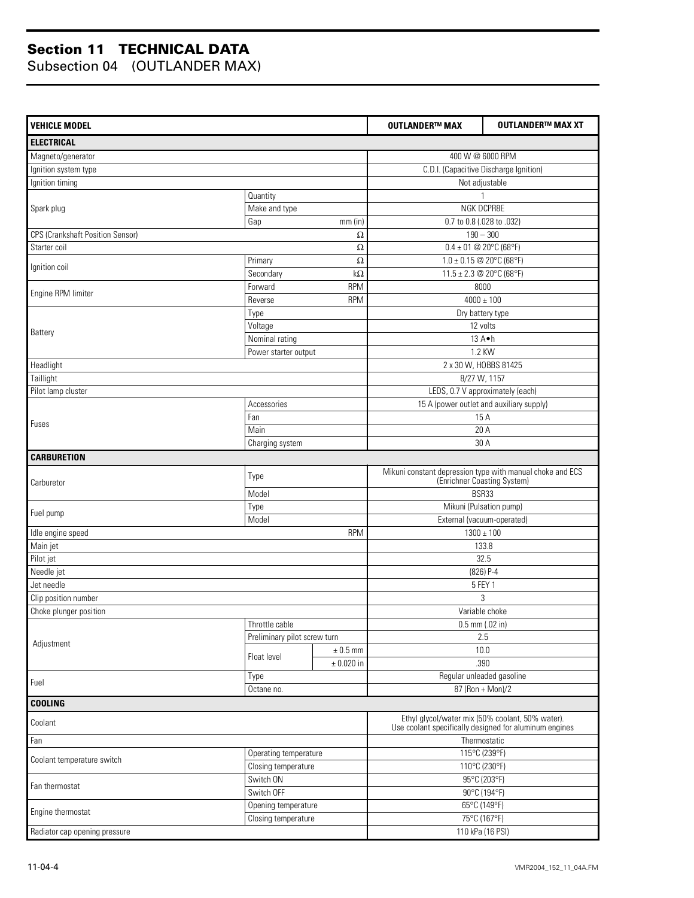## Section 11 TECHNICAL DATA
### Subsection 04 (OUTLANDER MAX)

| VEHICLE MODEL | | | OUTLANDER™ MAX | OUTLANDER™ MAX XT |
|---|---|---|---|---|
| **ELECTRICAL** | | | | |
| Magneto/generator | | | 400 W @ 6000 RPM | |
| Ignition system type | | | C.D.I. (Capacitive Discharge Ignition) | |
| Ignition timing | | | Not adjustable | |
| Spark plug | Quantity | | 1 | |
| | Make and type | | NGK DCPR8E | |
| | Gap | mm (in) | 0.7 to 0.8 (.028 to .032) | |
| CPS (Crankshaft Position Sensor) | | Ω | 190 – 300 | |
| Starter coil | | Ω | 0.4 ± 01 @ 20°C (68°F) | |
| Ignition coil | Primary | Ω | 1.0 ± 0.15 @ 20°C (68°F) | |
| | Secondary | kΩ | 11.5 ± 2.3 @ 20°C (68°F) | |
| Engine RPM limiter | Forward | RPM | 8000 | |
| | Reverse | RPM | 4000 ± 100 | |
| Battery | Type | | Dry battery type | |
| | Voltage | | 12 volts | |
| | Nominal rating | | 13 A•h | |
| | Power starter output | | 1.2 KW | |
| Headlight | | | 2 x 30 W, HOBBS 81425 | |
| Taillight | | | 8/27 W, 1157 | |
| Pilot lamp cluster | | | LEDS, 0.7 V approximately (each) | |
| Fuses | Accessories | | 15 A (power outlet and auxiliary supply) | |
| | Fan | | 15 A | |
| | Main | | 20 A | |
| | Charging system | | 30 A | |
| **CARBURETION** | | | | |
| Carburetor | Type | | Mikuni constant depression type with manual choke and ECS (Enrichner Coasting System) | |
| | Model | | BSR33 | |
| Fuel pump | Type | | Mikuni (Pulsation pump) | |
| | Model | | External (vacuum-operated) | |
| Idle engine speed | | RPM | 1300 ± 100 | |
| Main jet | | | 133.8 | |
| Pilot jet | | | 32.5 | |
| Needle jet | | | (826) P-4 | |
| Jet needle | | | 5 FEY 1 | |
| Clip position number | | | 3 | |
| Choke plunger position | | | Variable choke | |
| Adjustment | Throttle cable | | 0.5 mm (.02 in) | |
| | Preliminary pilot screw turn | | 2.5 | |
| | Float level | ± 0.5 mm | 10.0 | |
| | | ± 0.020 in | .390 | |
| Fuel | Type | | Regular unleaded gasoline | |
| | Octane no. | | 87 (Ron + Mon)/2 | |
| **COOLING** | | | | |
| Coolant | | | Ethyl glycol/water mix (50% coolant, 50% water). Use coolant specifically designed for aluminum engines | |
| Fan | | | Thermostatic | |
| Coolant temperature switch | Operating temperature | | 115°C (239°F) | |
| | Closing temperature | | 110°C (230°F) | |
| Fan thermostat | Switch ON | | 95°C (203°F) | |
| | Switch OFF | | 90°C (194°F) | |
| Engine thermostat | Opening temperature | | 65°C (149°F) | |
| | Closing temperature | | 75°C (167°F) | |
| Radiator cap opening pressure | | | 110 kPa (16 PSI) | |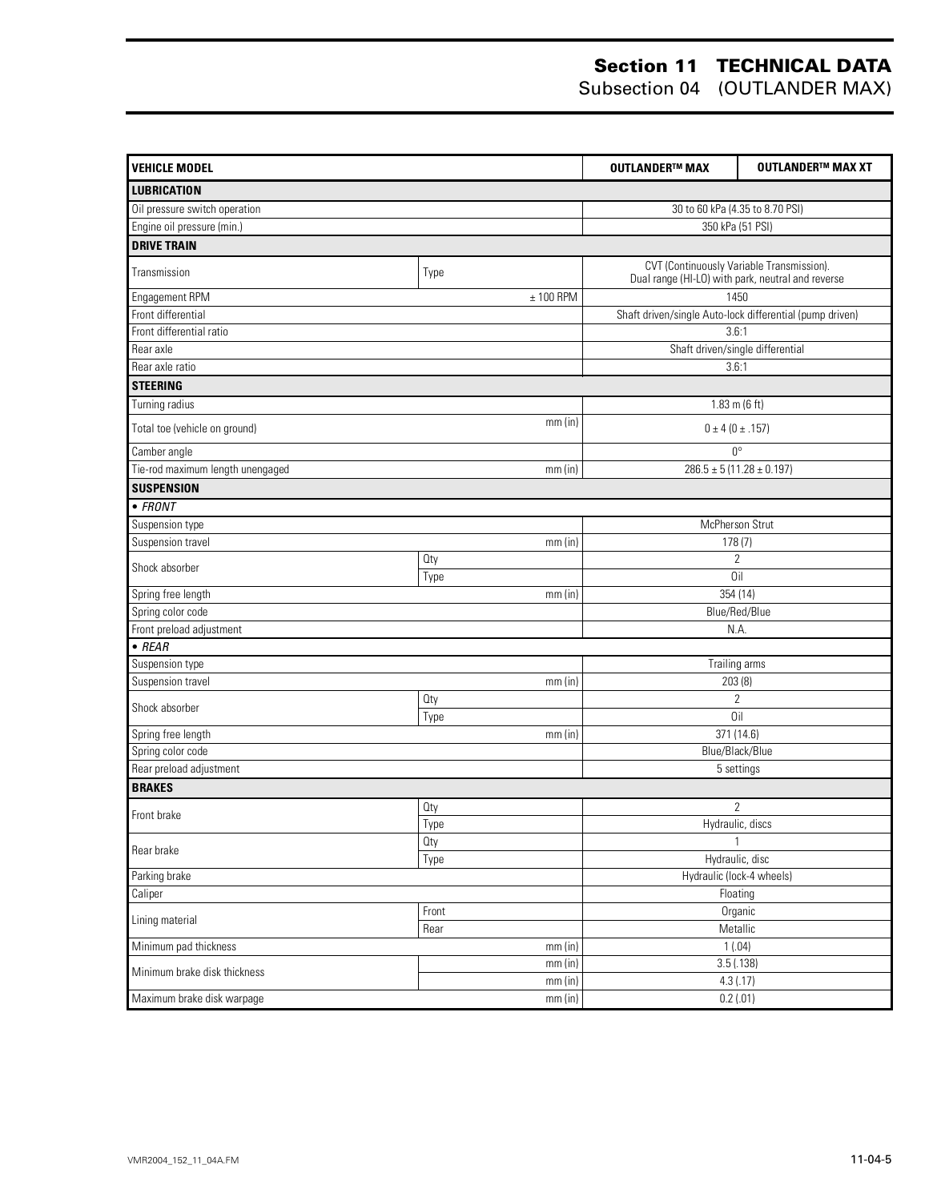# Section 11 TECHNICAL DATA

## Subsection 04 (OUTLANDER MAX)

| VEHICLE MODEL | | | OUTLANDER™ MAX | OUTLANDER™ MAX XT |
|---|---|---|---|---|
| **LUBRICATION** | | | | |
| Oil pressure switch operation | | | 30 to 60 kPa (4.35 to 8.70 PSI) | |
| Engine oil pressure (min.) | | | 350 kPa (51 PSI) | |
| **DRIVE TRAIN** | | | | |
| Transmission | Type | | CVT (Continuously Variable Transmission). Dual range (HI-LO) with park, neutral and reverse | |
| Engagement RPM | | ± 100 RPM | 1450 | |
| Front differential | | | Shaft driven/single Auto-lock differential (pump driven) | |
| Front differential ratio | | | 3.6:1 | |
| Rear axle | | | Shaft driven/single differential | |
| Rear axle ratio | | | 3.6:1 | |
| **STEERING** | | | | |
| Turning radius | | | 1.83 m (6 ft) | |
| Total toe (vehicle on ground) | | mm (in) | 0 ± 4 (0 ± .157) | |
| Camber angle | | | 0° | |
| Tie-rod maximum length unengaged | | mm (in) | 286.5 ± 5 (11.28 ± 0.197) | |
| **SUSPENSION** | | | | |
| *• FRONT* | | | | |
| Suspension type | | | McPherson Strut | |
| Suspension travel | | mm (in) | 178 (7) | |
| Shock absorber | Qty | | 2 | |
| | Type | | Oil | |
| Spring free length | | mm (in) | 354 (14) | |
| Spring color code | | | Blue/Red/Blue | |
| Front preload adjustment | | | N.A. | |
| *• REAR* | | | | |
| Suspension type | | | Trailing arms | |
| Suspension travel | | mm (in) | 203 (8) | |
| Shock absorber | Qty | | 2 | |
| | Type | | Oil | |
| Spring free length | | mm (in) | 371 (14.6) | |
| Spring color code | | | Blue/Black/Blue | |
| Rear preload adjustment | | | 5 settings | |
| **BRAKES** | | | | |
| Front brake | Qty | | 2 | |
| | Type | | Hydraulic, discs | |
| Rear brake | Qty | | 1 | |
| | Type | | Hydraulic, disc | |
| Parking brake | | | Hydraulic (lock-4 wheels) | |
| Caliper | | | Floating | |
| Lining material | Front | | Organic | |
| | Rear | | Metallic | |
| Minimum pad thickness | | mm (in) | 1 (.04) | |
| Minimum brake disk thickness | | mm (in) | 3.5 (.138) | |
| | | mm (in) | 4.3 (.17) | |
| Maximum brake disk warpage | | mm (in) | 0.2 (.01) | |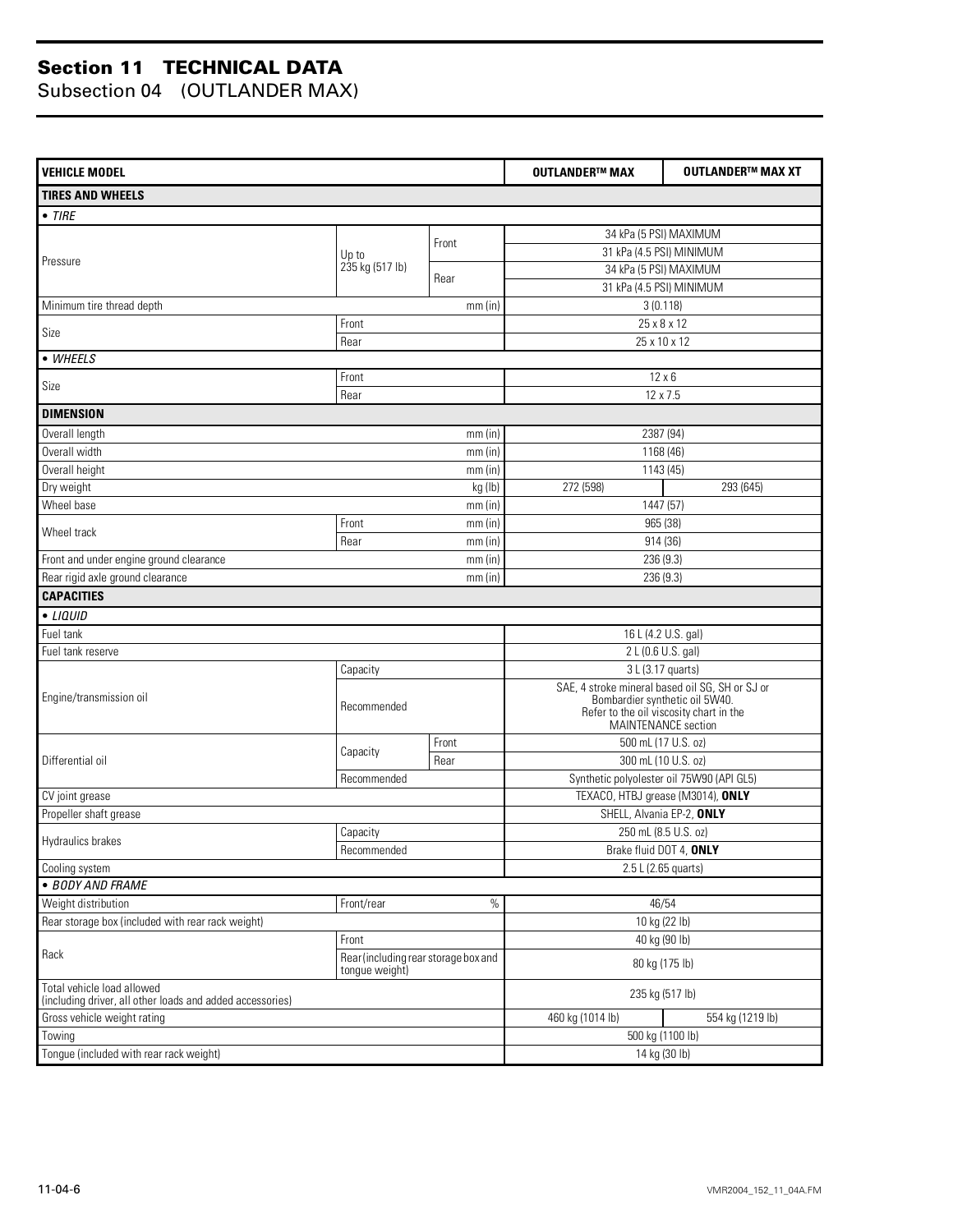# Section 11 TECHNICAL DATA

## Subsection 04 (OUTLANDER MAX)

| VEHICLE MODEL | | | OUTLANDER™ MAX | OUTLANDER™ MAX XT |
|---|---|---|---|---|
| **TIRES AND WHEELS** | | | | |
| • *TIRE* | | | | |
| Pressure | Up to 235 kg (517 lb) | Front | 34 kPa (5 PSI) MAXIMUM | |
| | | | 31 kPa (4.5 PSI) MINIMUM | |
| | | Rear | 34 kPa (5 PSI) MAXIMUM | |
| | | | 31 kPa (4.5 PSI) MINIMUM | |
| Minimum tire thread depth | | mm (in) | 3 (0.118) | |
| Size | Front | | 25 x 8 x 12 | |
| | Rear | | 25 x 10 x 12 | |
| • *WHEELS* | | | | |
| Size | Front | | 12 x 6 | |
| | Rear | | 12 x 7.5 | |
| **DIMENSION** | | | | |
| Overall length | | mm (in) | 2387 (94) | |
| Overall width | | mm (in) | 1168 (46) | |
| Overall height | | mm (in) | 1143 (45) | |
| Dry weight | | kg (lb) | 272 (598) | 293 (645) |
| Wheel base | | mm (in) | 1447 (57) | |
| Wheel track | Front | mm (in) | 965 (38) | |
| | Rear | mm (in) | 914 (36) | |
| Front and under engine ground clearance | | mm (in) | 236 (9.3) | |
| Rear rigid axle ground clearance | | mm (in) | 236 (9.3) | |
| **CAPACITIES** | | | | |
| • *LIQUID* | | | | |
| Fuel tank | | | 16 L (4.2 U.S. gal) | |
| Fuel tank reserve | | | 2 L (0.6 U.S. gal) | |
| Engine/transmission oil | Capacity | | 3 L (3.17 quarts) | |
| | Recommended | | SAE, 4 stroke mineral based oil SG, SH or SJ or Bombardier synthetic oil 5W40. Refer to the oil viscosity chart in the MAINTENANCE section | |
| Differential oil | Capacity | Front | 500 mL (17 U.S. oz) | |
| | | Rear | 300 mL (10 U.S. oz) | |
| | Recommended | | Synthetic polyolester oil 75W90 (API GL5) | |
| CV joint grease | | | TEXACO, HTBJ grease (M3014), **ONLY** | |
| Propeller shaft grease | | | SHELL, Alvania EP-2, **ONLY** | |
| Hydraulics brakes | Capacity | | 250 mL (8.5 U.S. oz) | |
| | Recommended | | Brake fluid DOT 4, **ONLY** | |
| Cooling system | | | 2.5 L (2.65 quarts) | |
| • *BODY AND FRAME* | | | | |
| Weight distribution | Front/rear | % | 46/54 | |
| Rear storage box (included with rear rack weight) | | | 10 kg (22 lb) | |
| Rack | Front | | 40 kg (90 lb) | |
| | Rear (including rear storage box and tongue weight) | | 80 kg (175 lb) | |
| Total vehicle load allowed (including driver, all other loads and added accessories) | | | 235 kg (517 lb) | |
| Gross vehicle weight rating | | | 460 kg (1014 lb) | 554 kg (1219 lb) |
| Towing | | | 500 kg (1100 lb) | |
| Tongue (included with rear rack weight) | | | 14 kg (30 lb) | |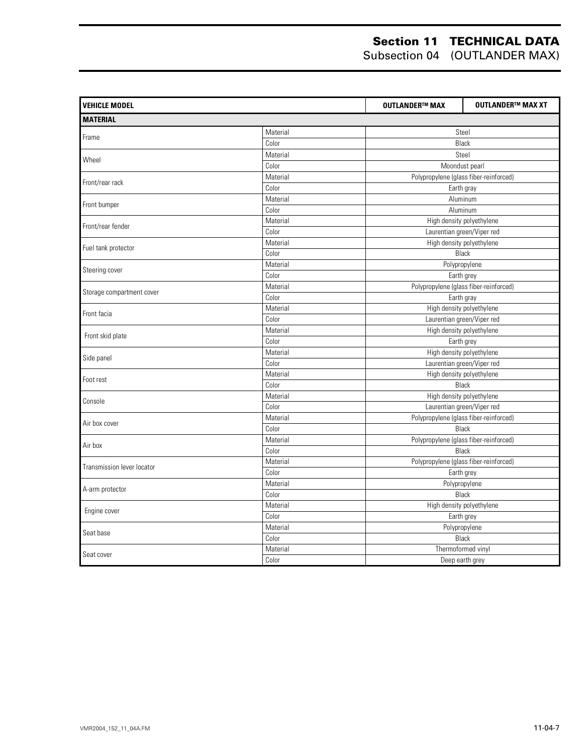# Section 11 TECHNICAL DATA
## Subsection 04 (OUTLANDER MAX)

| VEHICLE MODEL | | OUTLANDER™ MAX | OUTLANDER™ MAX XT |
|---|---|---|---|
| **MATERIAL** | | | |
| Frame | Material | Steel | |
| | Color | Black | |
| Wheel | Material | Steel | |
| | Color | Moondust pearl | |
| Front/rear rack | Material | Polypropylene (glass fiber-reinforced) | |
| | Color | Earth gray | |
| Front bumper | Material | Aluminum | |
| | Color | Aluminum | |
| Front/rear fender | Material | High density polyethylene | |
| | Color | Laurentian green/Viper red | |
| Fuel tank protector | Material | High density polyethylene | |
| | Color | Black | |
| Steering cover | Material | Polypropylene | |
| | Color | Earth grey | |
| Storage compartment cover | Material | Polypropylene (glass fiber-reinforced) | |
| | Color | Earth gray | |
| Front facia | Material | High density polyethylene | |
| | Color | Laurentian green/Viper red | |
| Front skid plate | Material | High density polyethylene | |
| | Color | Earth grey | |
| Side panel | Material | High density polyethylene | |
| | Color | Laurentian green/Viper red | |
| Foot rest | Material | High density polyethylene | |
| | Color | Black | |
| Console | Material | High density polyethylene | |
| | Color | Laurentian green/Viper red | |
| Air box cover | Material | Polypropylene (glass fiber-reinforced) | |
| | Color | Black | |
| Air box | Material | Polypropylene (glass fiber-reinforced) | |
| | Color | Black | |
| Transmission lever locator | Material | Polypropylene (glass fiber-reinforced) | |
| | Color | Earth grey | |
| A-arm protector | Material | Polypropylene | |
| | Color | Black | |
| Engine cover | Material | High density polyethylene | |
| | Color | Earth grey | |
| Seat base | Material | Polypropylene | |
| | Color | Black | |
| Seat cover | Material | Thermoformed vinyl | |
| | Color | Deep earth grey | |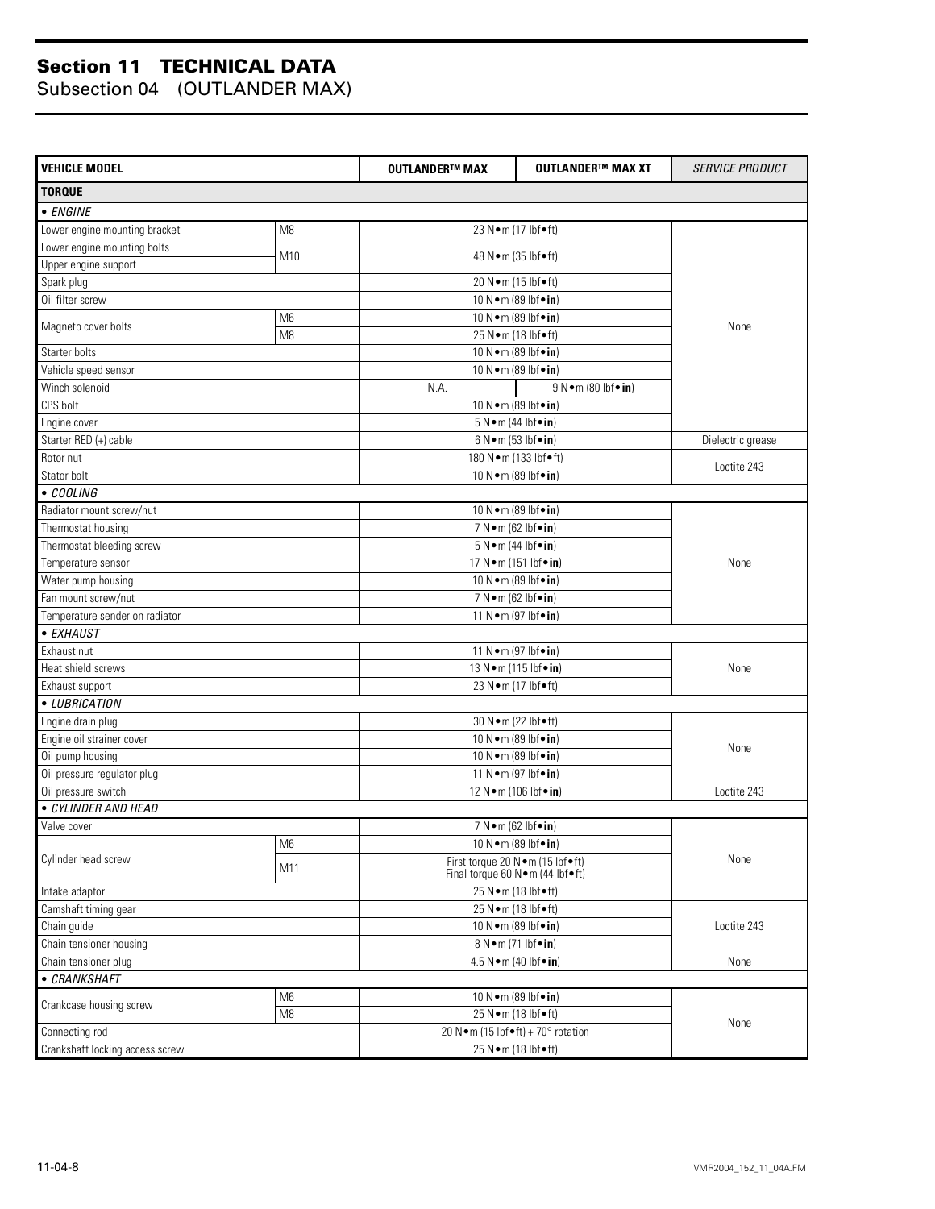## Section 11 TECHNICAL DATA
### Subsection 04 (OUTLANDER MAX)

| VEHICLE MODEL | | OUTLANDER™ MAX | OUTLANDER™ MAX XT | *SERVICE PRODUCT* |
|---|---|---|---|---|
| **TORQUE** | | | | |
| • *ENGINE* | | | | |
| Lower engine mounting bracket | M8 | 23 N•m (17 lbf•ft) | | None |
| Lower engine mounting bolts | M10 | 48 N•m (35 lbf•ft) | | |
| Upper engine support | | | | |
| Spark plug | | 20 N•m (15 lbf•ft) | | |
| Oil filter screw | | 10 N•m (89 lbf•**in**) | | |
| Magneto cover bolts | M6 | 10 N•m (89 lbf•**in**) | | |
| | M8 | 25 N•m (18 lbf•ft) | | |
| Starter bolts | | 10 N•m (89 lbf•**in**) | | |
| Vehicle speed sensor | | 10 N•m (89 lbf•**in**) | | |
| Winch solenoid | | N.A. | 9 N•m (80 lbf•**in**) | |
| CPS bolt | | 10 N•m (89 lbf•**in**) | | |
| Engine cover | | 5 N•m (44 lbf•**in**) | | |
| Starter RED (+) cable | | 6 N•m (53 lbf•**in**) | | Dielectric grease |
| Rotor nut | | 180 N•m (133 lbf•ft) | | Loctite 243 |
| Stator bolt | | 10 N•m (89 lbf•**in**) | | |
| • *COOLING* | | | | |
| Radiator mount screw/nut | | 10 N•m (89 lbf•**in**) | | None |
| Thermostat housing | | 7 N•m (62 lbf•**in**) | | |
| Thermostat bleeding screw | | 5 N•m (44 lbf•**in**) | | |
| Temperature sensor | | 17 N•m (151 lbf•**in**) | | |
| Water pump housing | | 10 N•m (89 lbf•**in**) | | |
| Fan mount screw/nut | | 7 N•m (62 lbf•**in**) | | |
| Temperature sender on radiator | | 11 N•m (97 lbf•**in**) | | |
| • *EXHAUST* | | | | |
| Exhaust nut | | 11 N•m (97 lbf•**in**) | | None |
| Heat shield screws | | 13 N•m (115 lbf•**in**) | | |
| Exhaust support | | 23 N•m (17 lbf•ft) | | |
| • *LUBRICATION* | | | | |
| Engine drain plug | | 30 N•m (22 lbf•ft) | | None |
| Engine oil strainer cover | | 10 N•m (89 lbf•**in**) | | |
| Oil pump housing | | 10 N•m (89 lbf•**in**) | | |
| Oil pressure regulator plug | | 11 N•m (97 lbf•**in**) | | |
| Oil pressure switch | | 12 N•m (106 lbf•**in**) | | Loctite 243 |
| • *CYLINDER AND HEAD* | | | | |
| Valve cover | | 7 N•m (62 lbf•**in**) | | None |
| Cylinder head screw | M6 | 10 N•m (89 lbf•**in**) | | |
| | M11 | First torque 20 N•m (15 lbf•ft)<br>Final torque 60 N•m (44 lbf•ft) | | |
| Intake adaptor | | 25 N•m (18 lbf•ft) | | |
| Camshaft timing gear | | 25 N•m (18 lbf•ft) | | Loctite 243 |
| Chain guide | | 10 N•m (89 lbf•**in**) | | |
| Chain tensioner housing | | 8 N•m (71 lbf•**in**) | | |
| Chain tensioner plug | | 4.5 N•m (40 lbf•**in**) | | None |
| • *CRANKSHAFT* | | | | |
| Crankcase housing screw | M6 | 10 N•m (89 lbf•**in**) | | None |
| | M8 | 25 N•m (18 lbf•ft) | | |
| Connecting rod | | 20 N•m (15 lbf•ft) + 70° rotation | | |
| Crankshaft locking access screw | | 25 N•m (18 lbf•ft) | | |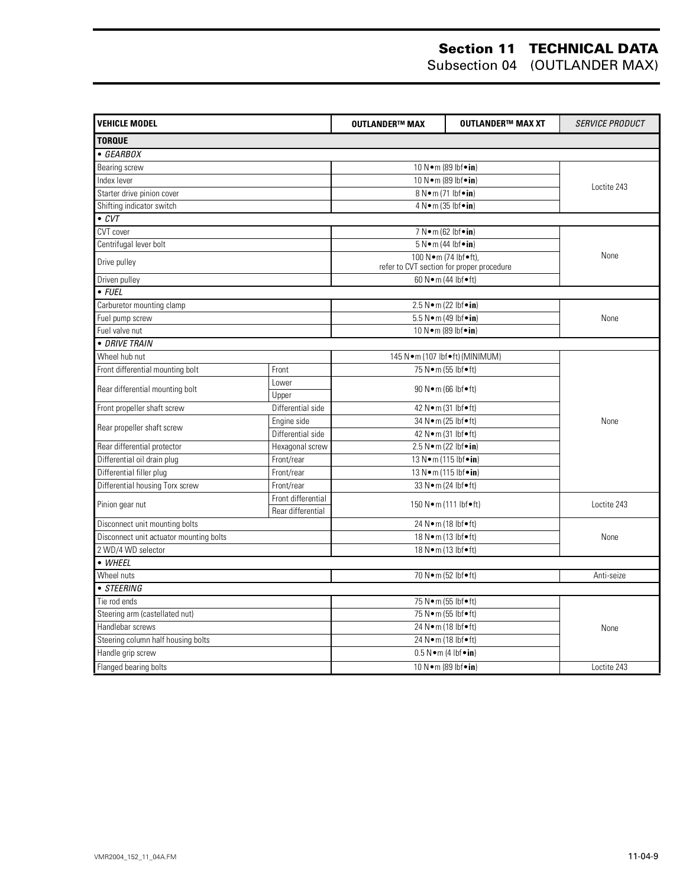# Section 11 TECHNICAL DATA
## Subsection 04 (OUTLANDER MAX)

| VEHICLE MODEL | | OUTLANDER™ MAX | OUTLANDER™ MAX XT | *SERVICE PRODUCT* |
|---|---|---|---|---|
| **TORQUE** | | | | |
| • *GEARBOX* | | | | |
| Bearing screw | | 10 N•m (89 lbf•**in**) | | Loctite 243 |
| Index lever | | 10 N•m (89 lbf•**in**) | | |
| Starter drive pinion cover | | 8 N•m (71 lbf•**in**) | | |
| Shifting indicator switch | | 4 N•m (35 lbf•**in**) | | |
| • *CVT* | | | | |
| CVT cover | | 7 N•m (62 lbf•**in**) | | None |
| Centrifugal lever bolt | | 5 N•m (44 lbf•**in**) | | |
| Drive pulley | | 100 N•m (74 lbf•ft), refer to CVT section for proper procedure | | |
| Driven pulley | | 60 N•m (44 lbf•ft) | | |
| • *FUEL* | | | | |
| Carburetor mounting clamp | | 2.5 N•m (22 lbf•**in**) | | None |
| Fuel pump screw | | 5.5 N•m (49 lbf•**in**) | | |
| Fuel valve nut | | 10 N•m (89 lbf•**in**) | | |
| • *DRIVE TRAIN* | | | | |
| Wheel hub nut | | 145 N•m (107 lbf•ft) (MINIMUM) | | None |
| Front differential mounting bolt | Front | 75 N•m (55 lbf•ft) | | |
| Rear differential mounting bolt | Lower | 90 N•m (66 lbf•ft) | | |
| | Upper | | | |
| Front propeller shaft screw | Differential side | 42 N•m (31 lbf•ft) | | |
| Rear propeller shaft screw | Engine side | 34 N•m (25 lbf•ft) | | |
| | Differential side | 42 N•m (31 lbf•ft) | | |
| Rear differential protector | Hexagonal screw | 2.5 N•m (22 lbf•**in**) | | |
| Differential oil drain plug | Front/rear | 13 N•m (115 lbf•**in**) | | |
| Differential filler plug | Front/rear | 13 N•m (115 lbf•**in**) | | |
| Differential housing Torx screw | Front/rear | 33 N•m (24 lbf•ft) | | |
| Pinion gear nut | Front differential | 150 N•m (111 lbf•ft) | | Loctite 243 |
| | Rear differential | | | |
| Disconnect unit mounting bolts | | 24 N•m (18 lbf•ft) | | None |
| Disconnect unit actuator mounting bolts | | 18 N•m (13 lbf•ft) | | |
| 2 WD/4 WD selector | | 18 N•m (13 lbf•ft) | | |
| • *WHEEL* | | | | |
| Wheel nuts | | 70 N•m (52 lbf•ft) | | Anti-seize |
| • *STEERING* | | | | |
| Tie rod ends | | 75 N•m (55 lbf•ft) | | None |
| Steering arm (castellated nut) | | 75 N•m (55 lbf•ft) | | |
| Handlebar screws | | 24 N•m (18 lbf•ft) | | |
| Steering column half housing bolts | | 24 N•m (18 lbf•ft) | | |
| Handle grip screw | | 0.5 N•m (4 lbf•**in**) | | |
| Flanged bearing bolts | | 10 N•m (89 lbf•**in**) | | Loctite 243 |

VMR2004_152_11_04A.FM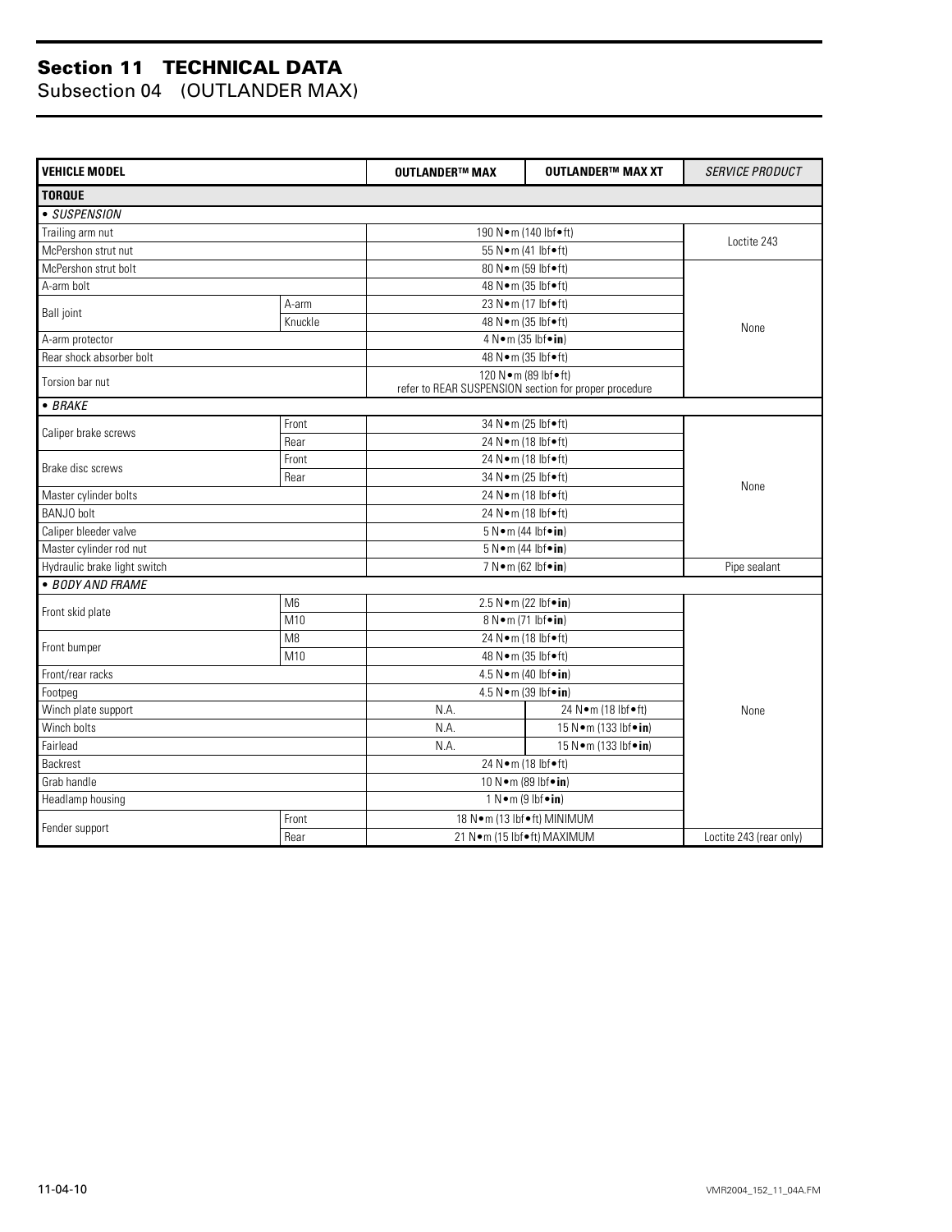## Section 11 TECHNICAL DATA
Subsection 04 (OUTLANDER MAX)

| VEHICLE MODEL | | OUTLANDER™ MAX | OUTLANDER™ MAX XT | *SERVICE PRODUCT* |
|---|---|---|---|---|
| **TORQUE** | | | | |
| *• SUSPENSION* | | | | |
| Trailing arm nut | | 190 N•m (140 lbf•ft) | | Loctite 243 |
| McPershon strut nut | | 55 N•m (41 lbf•ft) | | |
| McPershon strut bolt | | 80 N•m (59 lbf•ft) | | None |
| A-arm bolt | | 48 N•m (35 lbf•ft) | | |
| Ball joint | A-arm | 23 N•m (17 lbf•ft) | | |
| | Knuckle | 48 N•m (35 lbf•ft) | | |
| A-arm protector | | 4 N•m (35 lbf•**in**) | | |
| Rear shock absorber bolt | | 48 N•m (35 lbf•ft) | | |
| Torsion bar nut | | 120 N•m (89 lbf•ft) refer to REAR SUSPENSION section for proper procedure | | |
| *• BRAKE* | | | | |
| Caliper brake screws | Front | 34 N•m (25 lbf•ft) | | None |
| | Rear | 24 N•m (18 lbf•ft) | | |
| Brake disc screws | Front | 24 N•m (18 lbf•ft) | | |
| | Rear | 34 N•m (25 lbf•ft) | | |
| Master cylinder bolts | | 24 N•m (18 lbf•ft) | | |
| BANJO bolt | | 24 N•m (18 lbf•ft) | | |
| Caliper bleeder valve | | 5 N•m (44 lbf•**in**) | | |
| Master cylinder rod nut | | 5 N•m (44 lbf•**in**) | | |
| Hydraulic brake light switch | | 7 N•m (62 lbf•**in**) | | Pipe sealant |
| *• BODY AND FRAME* | | | | |
| Front skid plate | M6 | 2.5 N•m (22 lbf•**in**) | | None |
| | M10 | 8 N•m (71 lbf•**in**) | | |
| Front bumper | M8 | 24 N•m (18 lbf•ft) | | |
| | M10 | 48 N•m (35 lbf•ft) | | |
| Front/rear racks | | 4.5 N•m (40 lbf•**in**) | | |
| Footpeg | | 4.5 N•m (39 lbf•**in**) | | |
| Winch plate support | | N.A. | 24 N•m (18 lbf•ft) | |
| Winch bolts | | N.A. | 15 N•m (133 lbf•**in**) | |
| Fairlead | | N.A. | 15 N•m (133 lbf•**in**) | |
| Backrest | | 24 N•m (18 lbf•ft) | | |
| Grab handle | | 10 N•m (89 lbf•**in**) | | |
| Headlamp housing | | 1 N•m (9 lbf•**in**) | | |
| Fender support | Front | 18 N•m (13 lbf•ft) MINIMUM | | |
| | Rear | 21 N•m (15 lbf•ft) MAXIMUM | | Loctite 243 (rear only) |